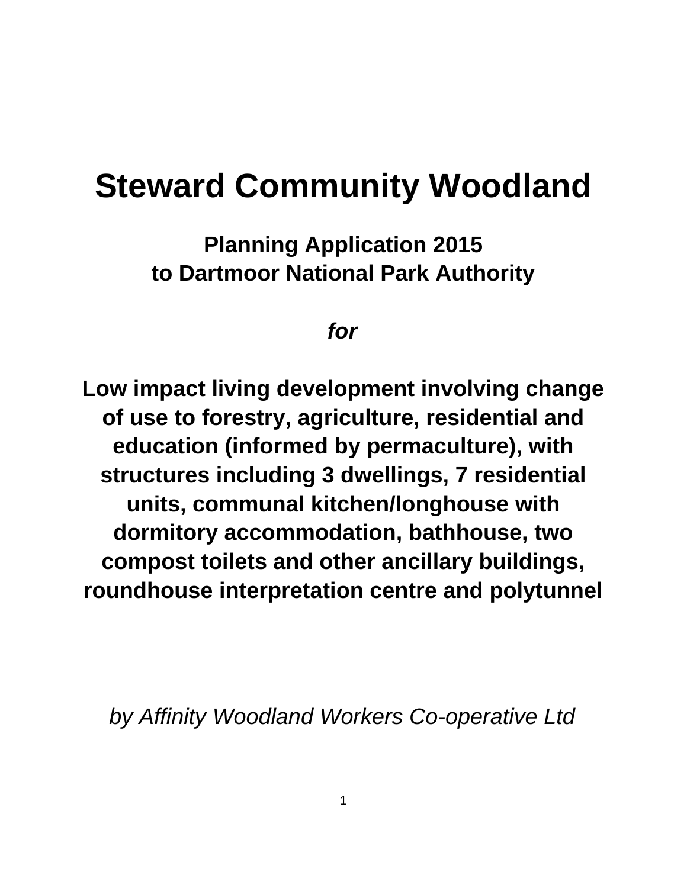# Steward Community Woodland

**Planning Application 2015**
**to Dartmoor National Park Authority**

***for***

**Low impact living development involving change of use to forestry, agriculture, residential and education (informed by permaculture), with structures including 3 dwellings, 7 residential units, communal kitchen/longhouse with dormitory accommodation, bathhouse, two compost toilets and other ancillary buildings, roundhouse interpretation centre and polytunnel**

*by Affinity Woodland Workers Co-operative Ltd*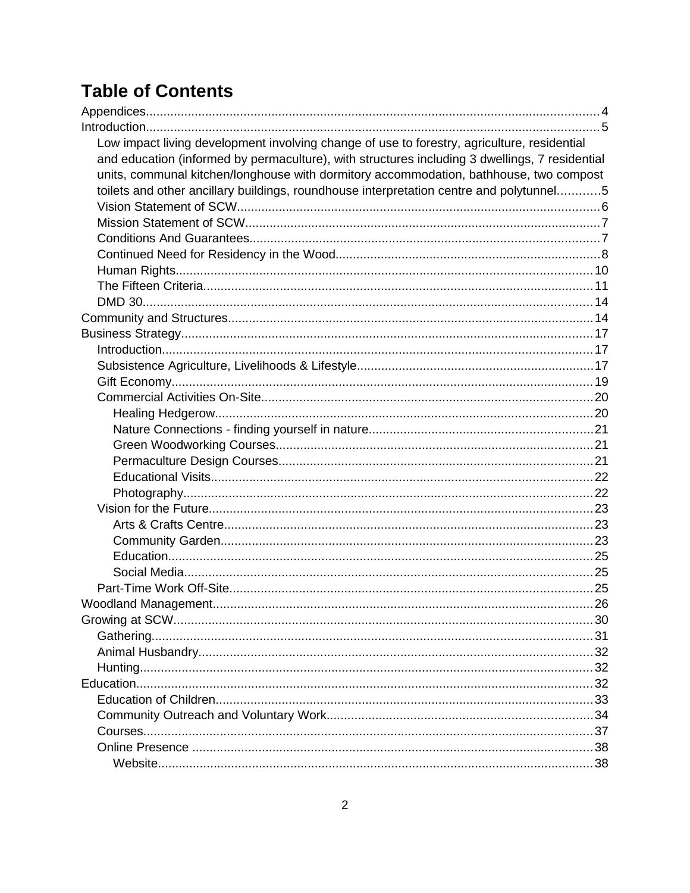# Table of Contents

Appendices....................................................................................................................4
Introduction....................................................................................................................5
- Low impact living development involving change of use to forestry, agriculture, residential and education (informed by permaculture), with structures including 3 dwellings, 7 residential units, communal kitchen/longhouse with dormitory accommodation, bathhouse, two compost toilets and other ancillary buildings, roundhouse interpretation centre and polytunnel............5
- Vision Statement of SCW.......................................................................................6
- Mission Statement of SCW.....................................................................................7
- Conditions And Guarantees....................................................................................7
- Continued Need for Residency in the Wood...........................................................8
- Human Rights.......................................................................................................10
- The Fifteen Criteria...............................................................................................11
- DMD 30.................................................................................................................14

Community and Structures............................................................................................14
Business Strategy..........................................................................................................17
- Introduction...........................................................................................................17
- Subsistence Agriculture, Livelihoods & Lifestyle....................................................17
- Gift Economy.........................................................................................................19
- Commercial Activities On-Site...............................................................................20
  - Healing Hedgerow...........................................................................................20
  - Nature Connections - finding yourself in nature...............................................21
  - Green Woodworking Courses..........................................................................21
  - Permaculture Design Courses.........................................................................21
  - Educational Visits............................................................................................22
  - Photography....................................................................................................22
- Vision for the Future..............................................................................................23
  - Arts & Crafts Centre.........................................................................................23
  - Community Garden..........................................................................................23
  - Education.........................................................................................................25
  - Social Media.....................................................................................................25
- Part-Time Work Off-Site.........................................................................................25

Woodland Management.................................................................................................26
Growing at SCW............................................................................................................30
- Gathering...............................................................................................................31
- Animal Husbandry..................................................................................................32
- Hunting..................................................................................................................32

Education.......................................................................................................................32
- Education of Children.............................................................................................33
- Community Outreach and Voluntary Work.............................................................34
- Courses..................................................................................................................37
- Online Presence ....................................................................................................38
  - Website.............................................................................................................38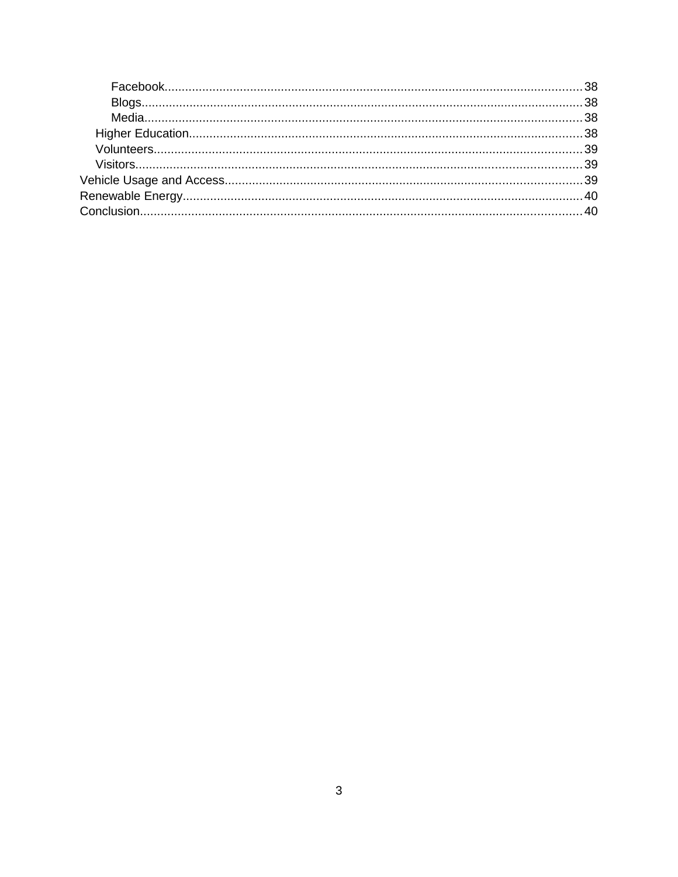- Facebook........................................................................................................................38
- Blogs...............................................................................................................................38
- Media..............................................................................................................................38

Higher Education.................................................................................................................38

Volunteers...........................................................................................................................39

Visitors................................................................................................................................39

Vehicle Usage and Access.......................................................................................................39

Renewable Energy...................................................................................................................40

Conclusion...............................................................................................................................40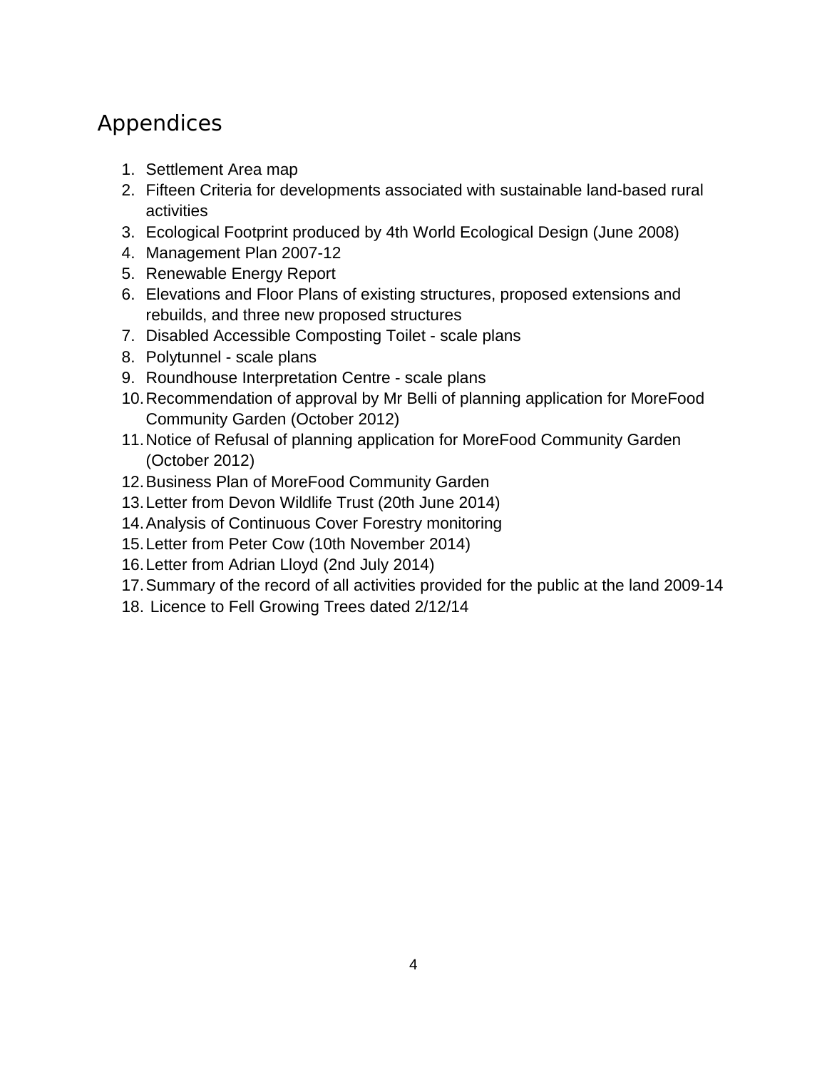## Appendices

1. Settlement Area map
2. Fifteen Criteria for developments associated with sustainable land-based rural activities
3. Ecological Footprint produced by 4th World Ecological Design (June 2008)
4. Management Plan 2007-12
5. Renewable Energy Report
6. Elevations and Floor Plans of existing structures, proposed extensions and rebuilds, and three new proposed structures
7. Disabled Accessible Composting Toilet - scale plans
8. Polytunnel - scale plans
9. Roundhouse Interpretation Centre - scale plans
10. Recommendation of approval by Mr Belli of planning application for MoreFood Community Garden (October 2012)
11. Notice of Refusal of planning application for MoreFood Community Garden (October 2012)
12. Business Plan of MoreFood Community Garden
13. Letter from Devon Wildlife Trust (20th June 2014)
14. Analysis of Continuous Cover Forestry monitoring
15. Letter from Peter Cow (10th November 2014)
16. Letter from Adrian Lloyd (2nd July 2014)
17. Summary of the record of all activities provided for the public at the land 2009-14
18. Licence to Fell Growing Trees dated 2/12/14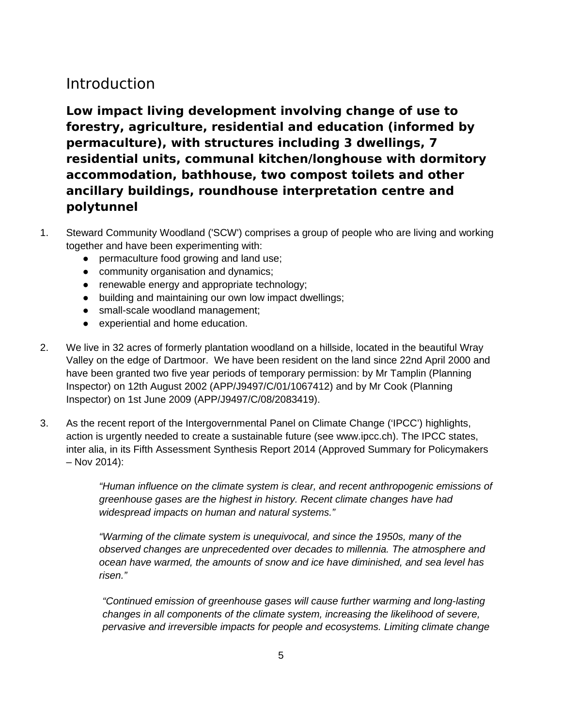## Introduction

**Low impact living development involving change of use to forestry, agriculture, residential and education (informed by permaculture), with structures including 3 dwellings, 7 residential units, communal kitchen/longhouse with dormitory accommodation, bathhouse, two compost toilets and other ancillary buildings, roundhouse interpretation centre and polytunnel**

1. Steward Community Woodland ('SCW') comprises a group of people who are living and working together and have been experimenting with:
   - permaculture food growing and land use;
   - community organisation and dynamics;
   - renewable energy and appropriate technology;
   - building and maintaining our own low impact dwellings;
   - small-scale woodland management;
   - experiential and home education.

2. We live in 32 acres of formerly plantation woodland on a hillside, located in the beautiful Wray Valley on the edge of Dartmoor. We have been resident on the land since 22nd April 2000 and have been granted two five year periods of temporary permission: by Mr Tamplin (Planning Inspector) on 12th August 2002 (APP/J9497/C/01/1067412) and by Mr Cook (Planning Inspector) on 1st June 2009 (APP/J9497/C/08/2083419).

3. As the recent report of the Intergovernmental Panel on Climate Change ('IPCC') highlights, action is urgently needed to create a sustainable future (see www.ipcc.ch). The IPCC states, inter alia, in its Fifth Assessment Synthesis Report 2014 (Approved Summary for Policymakers – Nov 2014):

   > *"Human influence on the climate system is clear, and recent anthropogenic emissions of greenhouse gases are the highest in history. Recent climate changes have had widespread impacts on human and natural systems."*
   >
   > *"Warming of the climate system is unequivocal, and since the 1950s, many of the observed changes are unprecedented over decades to millennia. The atmosphere and ocean have warmed, the amounts of snow and ice have diminished, and sea level has risen."*
   >
   > *"Continued emission of greenhouse gases will cause further warming and long-lasting changes in all components of the climate system, increasing the likelihood of severe, pervasive and irreversible impacts for people and ecosystems. Limiting climate change*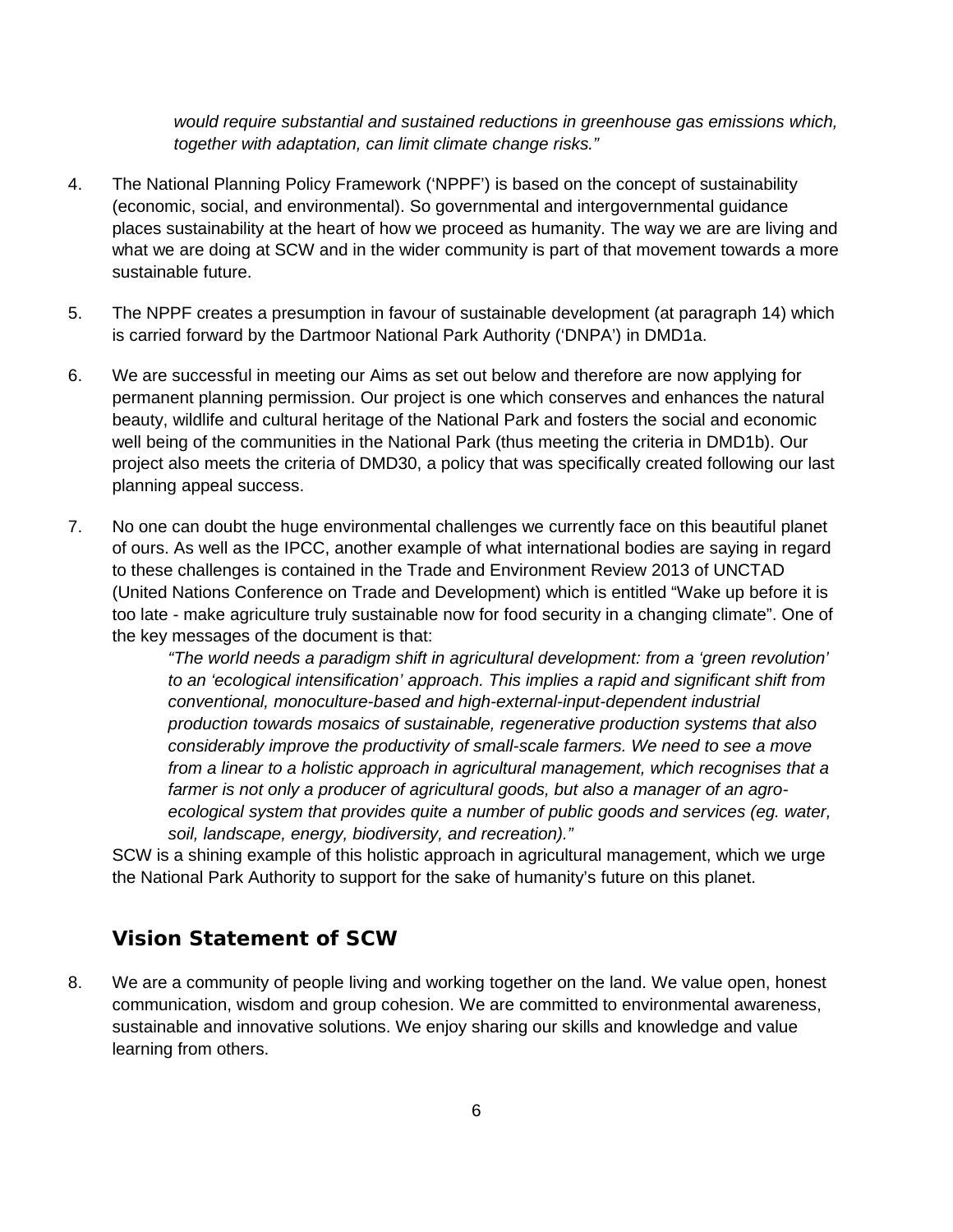*would require substantial and sustained reductions in greenhouse gas emissions which, together with adaptation, can limit climate change risks."*

4. The National Planning Policy Framework ('NPPF') is based on the concept of sustainability (economic, social, and environmental). So governmental and intergovernmental guidance places sustainability at the heart of how we proceed as humanity. The way we are are living and what we are doing at SCW and in the wider community is part of that movement towards a more sustainable future.

5. The NPPF creates a presumption in favour of sustainable development (at paragraph 14) which is carried forward by the Dartmoor National Park Authority ('DNPA') in DMD1a.

6. We are successful in meeting our Aims as set out below and therefore are now applying for permanent planning permission. Our project is one which conserves and enhances the natural beauty, wildlife and cultural heritage of the National Park and fosters the social and economic well being of the communities in the National Park (thus meeting the criteria in DMD1b). Our project also meets the criteria of DMD30, a policy that was specifically created following our last planning appeal success.

7. No one can doubt the huge environmental challenges we currently face on this beautiful planet of ours. As well as the IPCC, another example of what international bodies are saying in regard to these challenges is contained in the Trade and Environment Review 2013 of UNCTAD (United Nations Conference on Trade and Development) which is entitled "Wake up before it is too late - make agriculture truly sustainable now for food security in a changing climate". One of the key messages of the document is that:

   *"The world needs a paradigm shift in agricultural development: from a 'green revolution' to an 'ecological intensification' approach. This implies a rapid and significant shift from conventional, monoculture-based and high-external-input-dependent industrial production towards mosaics of sustainable, regenerative production systems that also considerably improve the productivity of small-scale farmers. We need to see a move from a linear to a holistic approach in agricultural management, which recognises that a farmer is not only a producer of agricultural goods, but also a manager of an agro-ecological system that provides quite a number of public goods and services (eg. water, soil, landscape, energy, biodiversity, and recreation)."*

   SCW is a shining example of this holistic approach in agricultural management, which we urge the National Park Authority to support for the sake of humanity's future on this planet.

## Vision Statement of SCW

8. We are a community of people living and working together on the land. We value open, honest communication, wisdom and group cohesion. We are committed to environmental awareness, sustainable and innovative solutions. We enjoy sharing our skills and knowledge and value learning from others.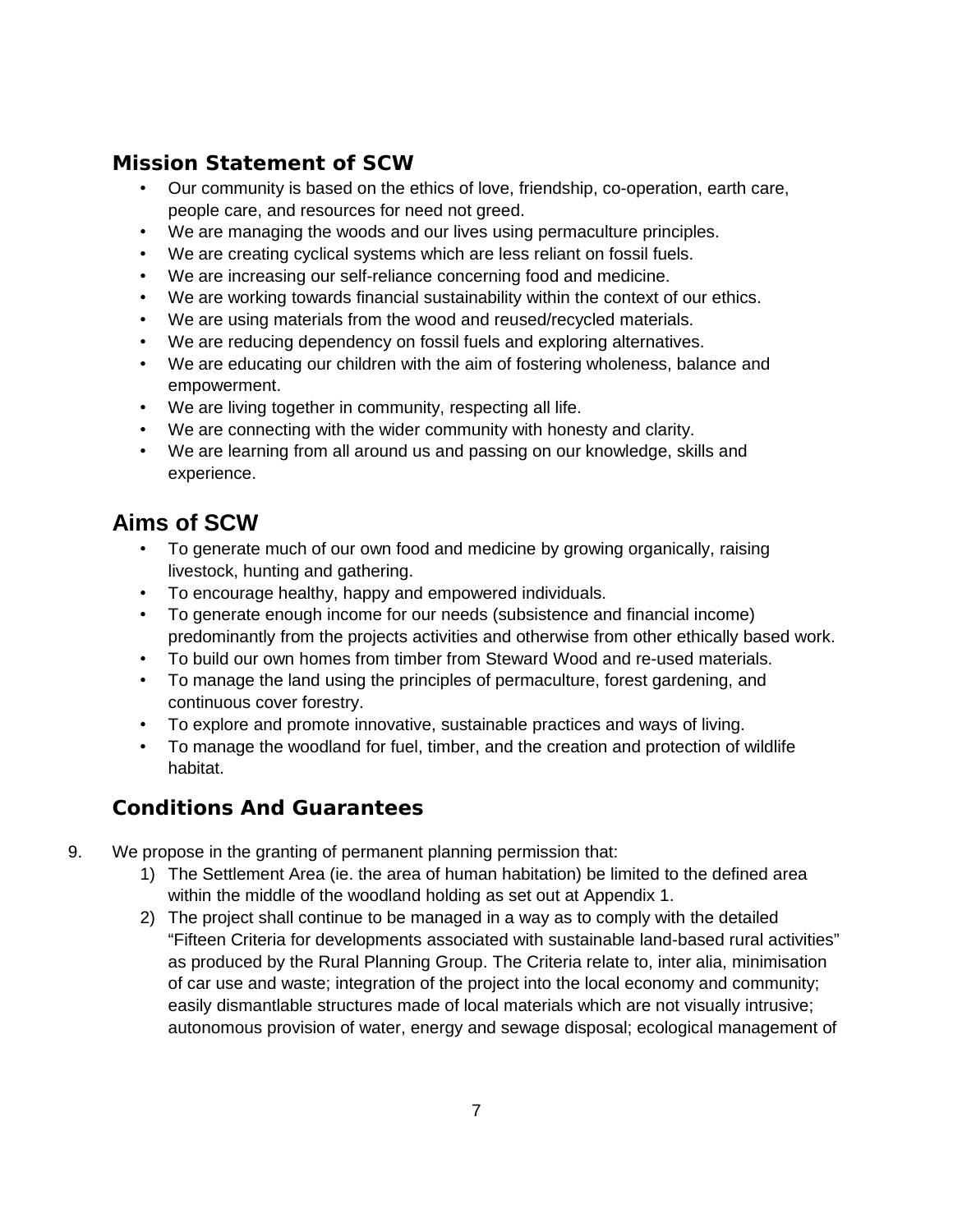## Mission Statement of SCW

- Our community is based on the ethics of love, friendship, co-operation, earth care, people care, and resources for need not greed.
- We are managing the woods and our lives using permaculture principles.
- We are creating cyclical systems which are less reliant on fossil fuels.
- We are increasing our self-reliance concerning food and medicine.
- We are working towards financial sustainability within the context of our ethics.
- We are using materials from the wood and reused/recycled materials.
- We are reducing dependency on fossil fuels and exploring alternatives.
- We are educating our children with the aim of fostering wholeness, balance and empowerment.
- We are living together in community, respecting all life.
- We are connecting with the wider community with honesty and clarity.
- We are learning from all around us and passing on our knowledge, skills and experience.

## Aims of SCW

- To generate much of our own food and medicine by growing organically, raising livestock, hunting and gathering.
- To encourage healthy, happy and empowered individuals.
- To generate enough income for our needs (subsistence and financial income) predominantly from the projects activities and otherwise from other ethically based work.
- To build our own homes from timber from Steward Wood and re-used materials.
- To manage the land using the principles of permaculture, forest gardening, and continuous cover forestry.
- To explore and promote innovative, sustainable practices and ways of living.
- To manage the woodland for fuel, timber, and the creation and protection of wildlife habitat.

## Conditions And Guarantees

9. We propose in the granting of permanent planning permission that:
   1) The Settlement Area (ie. the area of human habitation) be limited to the defined area within the middle of the woodland holding as set out at Appendix 1.
   2) The project shall continue to be managed in a way as to comply with the detailed "Fifteen Criteria for developments associated with sustainable land-based rural activities" as produced by the Rural Planning Group. The Criteria relate to, inter alia, minimisation of car use and waste; integration of the project into the local economy and community; easily dismantlable structures made of local materials which are not visually intrusive; autonomous provision of water, energy and sewage disposal; ecological management of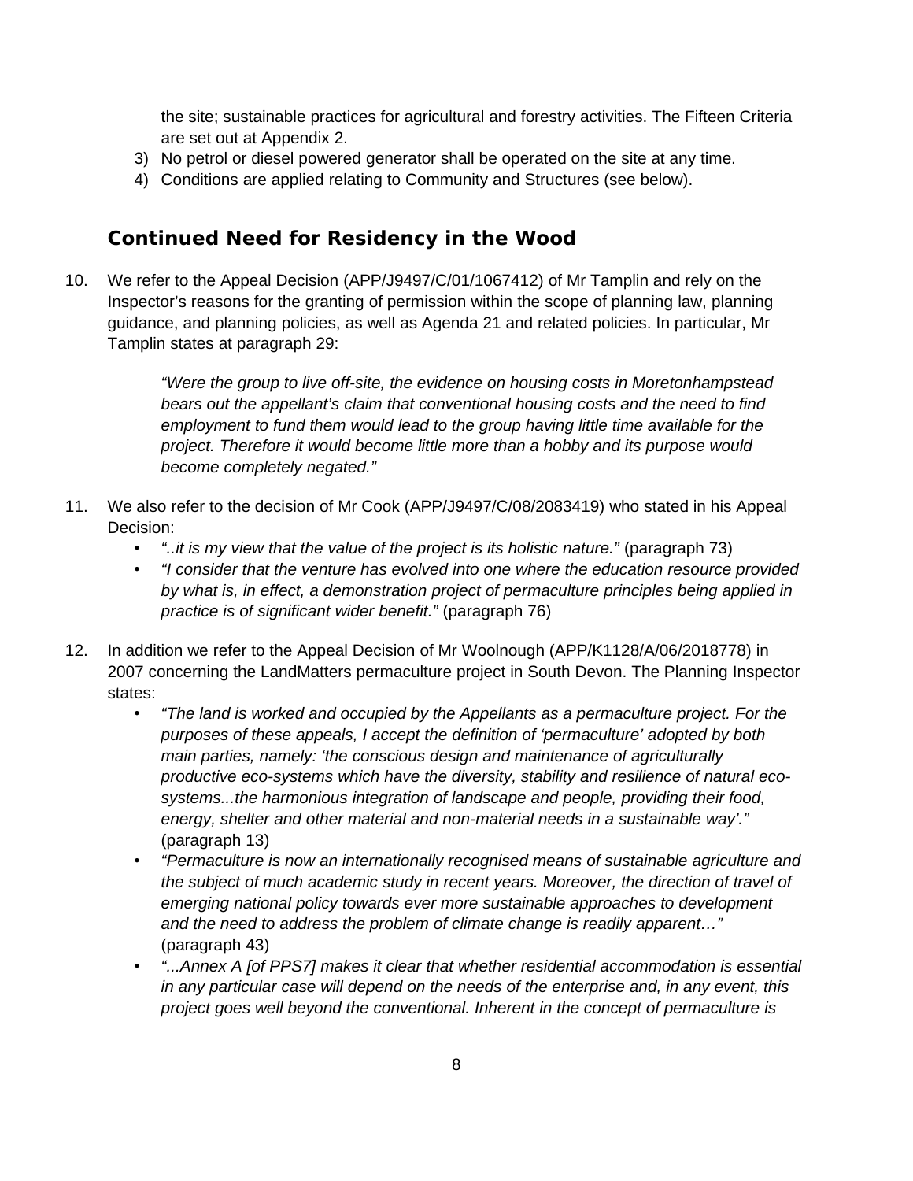the site; sustainable practices for agricultural and forestry activities. The Fifteen Criteria are set out at Appendix 2.

3) No petrol or diesel powered generator shall be operated on the site at any time.
4) Conditions are applied relating to Community and Structures (see below).

## Continued Need for Residency in the Wood

10. We refer to the Appeal Decision (APP/J9497/C/01/1067412) of Mr Tamplin and rely on the Inspector's reasons for the granting of permission within the scope of planning law, planning guidance, and planning policies, as well as Agenda 21 and related policies. In particular, Mr Tamplin states at paragraph 29:

    > *"Were the group to live off-site, the evidence on housing costs in Moretonhampstead bears out the appellant's claim that conventional housing costs and the need to find employment to fund them would lead to the group having little time available for the project. Therefore it would become little more than a hobby and its purpose would become completely negated."*

11. We also refer to the decision of Mr Cook (APP/J9497/C/08/2083419) who stated in his Appeal Decision:
    - *"..it is my view that the value of the project is its holistic nature."* (paragraph 73)
    - *"I consider that the venture has evolved into one where the education resource provided by what is, in effect, a demonstration project of permaculture principles being applied in practice is of significant wider benefit."* (paragraph 76)

12. In addition we refer to the Appeal Decision of Mr Woolnough (APP/K1128/A/06/2018778) in 2007 concerning the LandMatters permaculture project in South Devon. The Planning Inspector states:
    - *"The land is worked and occupied by the Appellants as a permaculture project. For the purposes of these appeals, I accept the definition of 'permaculture' adopted by both main parties, namely: 'the conscious design and maintenance of agriculturally productive eco-systems which have the diversity, stability and resilience of natural eco-systems...the harmonious integration of landscape and people, providing their food, energy, shelter and other material and non-material needs in a sustainable way'."* (paragraph 13)
    - *"Permaculture is now an internationally recognised means of sustainable agriculture and the subject of much academic study in recent years. Moreover, the direction of travel of emerging national policy towards ever more sustainable approaches to development and the need to address the problem of climate change is readily apparent…"* (paragraph 43)
    - *"...Annex A [of PPS7] makes it clear that whether residential accommodation is essential in any particular case will depend on the needs of the enterprise and, in any event, this project goes well beyond the conventional. Inherent in the concept of permaculture is*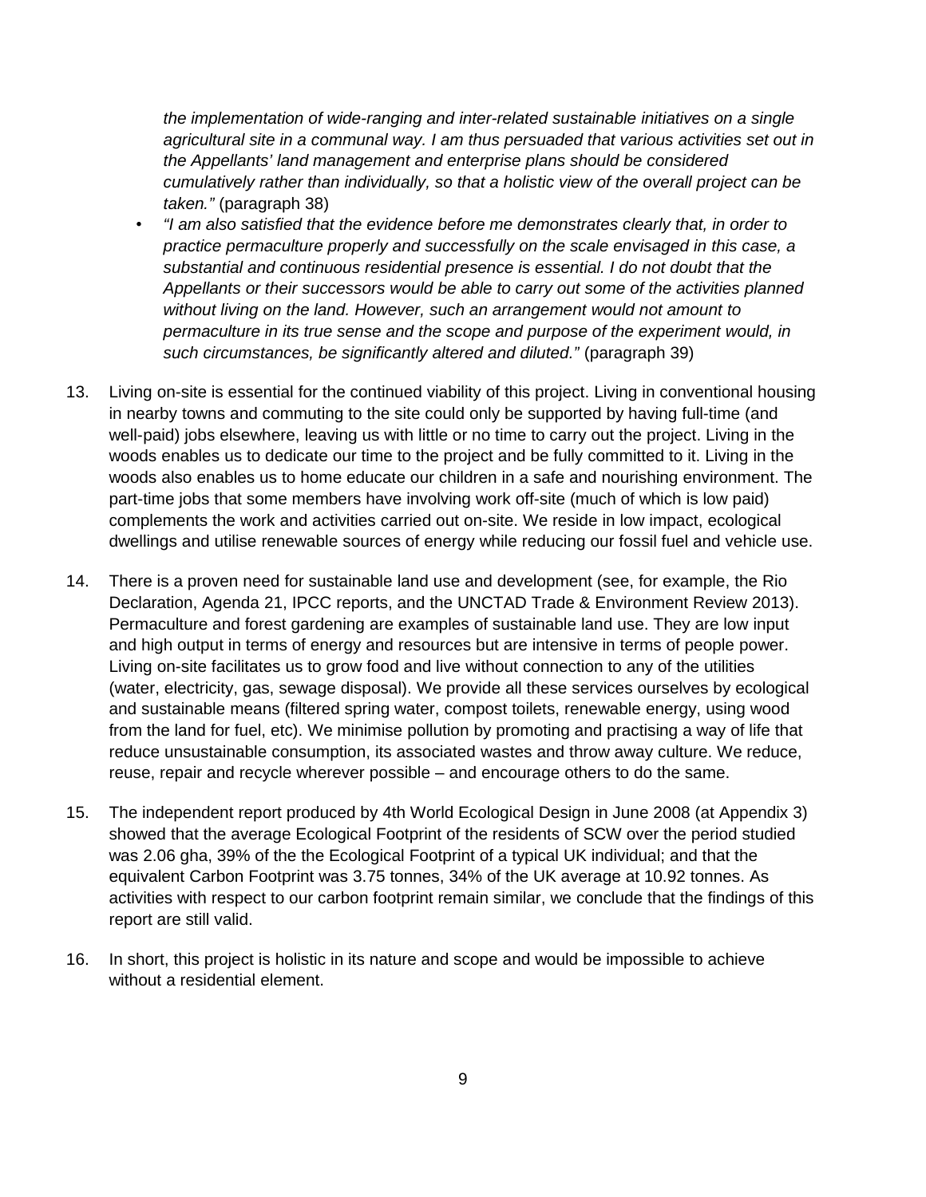*the implementation of wide-ranging and inter-related sustainable initiatives on a single agricultural site in a communal way. I am thus persuaded that various activities set out in the Appellants' land management and enterprise plans should be considered cumulatively rather than individually, so that a holistic view of the overall project can be taken."* (paragraph 38)

- *"I am also satisfied that the evidence before me demonstrates clearly that, in order to practice permaculture properly and successfully on the scale envisaged in this case, a substantial and continuous residential presence is essential. I do not doubt that the Appellants or their successors would be able to carry out some of the activities planned without living on the land. However, such an arrangement would not amount to permaculture in its true sense and the scope and purpose of the experiment would, in such circumstances, be significantly altered and diluted."* (paragraph 39)

13. Living on-site is essential for the continued viability of this project. Living in conventional housing in nearby towns and commuting to the site could only be supported by having full-time (and well-paid) jobs elsewhere, leaving us with little or no time to carry out the project. Living in the woods enables us to dedicate our time to the project and be fully committed to it. Living in the woods also enables us to home educate our children in a safe and nourishing environment. The part-time jobs that some members have involving work off-site (much of which is low paid) complements the work and activities carried out on-site. We reside in low impact, ecological dwellings and utilise renewable sources of energy while reducing our fossil fuel and vehicle use.

14. There is a proven need for sustainable land use and development (see, for example, the Rio Declaration, Agenda 21, IPCC reports, and the UNCTAD Trade & Environment Review 2013). Permaculture and forest gardening are examples of sustainable land use. They are low input and high output in terms of energy and resources but are intensive in terms of people power. Living on-site facilitates us to grow food and live without connection to any of the utilities (water, electricity, gas, sewage disposal). We provide all these services ourselves by ecological and sustainable means (filtered spring water, compost toilets, renewable energy, using wood from the land for fuel, etc). We minimise pollution by promoting and practising a way of life that reduce unsustainable consumption, its associated wastes and throw away culture. We reduce, reuse, repair and recycle wherever possible – and encourage others to do the same.

15. The independent report produced by 4th World Ecological Design in June 2008 (at Appendix 3) showed that the average Ecological Footprint of the residents of SCW over the period studied was 2.06 gha, 39% of the the Ecological Footprint of a typical UK individual; and that the equivalent Carbon Footprint was 3.75 tonnes, 34% of the UK average at 10.92 tonnes. As activities with respect to our carbon footprint remain similar, we conclude that the findings of this report are still valid.

16. In short, this project is holistic in its nature and scope and would be impossible to achieve without a residential element.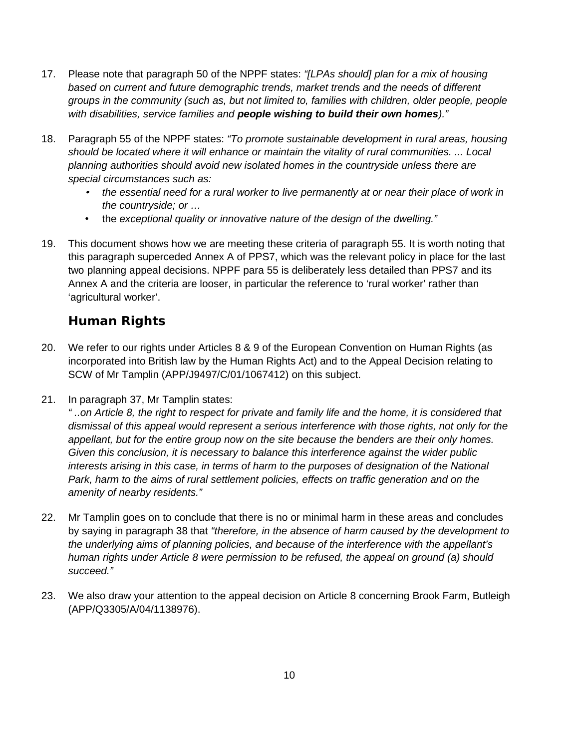17. Please note that paragraph 50 of the NPPF states: *"[LPAs should] plan for a mix of housing based on current and future demographic trends, market trends and the needs of different groups in the community (such as, but not limited to, families with children, older people, people with disabilities, service families and **people wishing to build their own homes**)."*

18. Paragraph 55 of the NPPF states: *"To promote sustainable development in rural areas, housing should be located where it will enhance or maintain the vitality of rural communities. ... Local planning authorities should avoid new isolated homes in the countryside unless there are special circumstances such as:*
    - *the essential need for a rural worker to live permanently at or near their place of work in the countryside; or …*
    - the *exceptional quality or innovative nature of the design of the dwelling."*

19. This document shows how we are meeting these criteria of paragraph 55. It is worth noting that this paragraph superceded Annex A of PPS7, which was the relevant policy in place for the last two planning appeal decisions. NPPF para 55 is deliberately less detailed than PPS7 and its Annex A and the criteria are looser, in particular the reference to 'rural worker' rather than 'agricultural worker'.

## Human Rights

20. We refer to our rights under Articles 8 & 9 of the European Convention on Human Rights (as incorporated into British law by the Human Rights Act) and to the Appeal Decision relating to SCW of Mr Tamplin (APP/J9497/C/01/1067412) on this subject.

21. In paragraph 37, Mr Tamplin states:
    *" ..on Article 8, the right to respect for private and family life and the home, it is considered that dismissal of this appeal would represent a serious interference with those rights, not only for the appellant, but for the entire group now on the site because the benders are their only homes. Given this conclusion, it is necessary to balance this interference against the wider public interests arising in this case, in terms of harm to the purposes of designation of the National Park, harm to the aims of rural settlement policies, effects on traffic generation and on the amenity of nearby residents."*

22. Mr Tamplin goes on to conclude that there is no or minimal harm in these areas and concludes by saying in paragraph 38 that *"therefore, in the absence of harm caused by the development to the underlying aims of planning policies, and because of the interference with the appellant's human rights under Article 8 were permission to be refused, the appeal on ground (a) should succeed."*

23. We also draw your attention to the appeal decision on Article 8 concerning Brook Farm, Butleigh (APP/Q3305/A/04/1138976).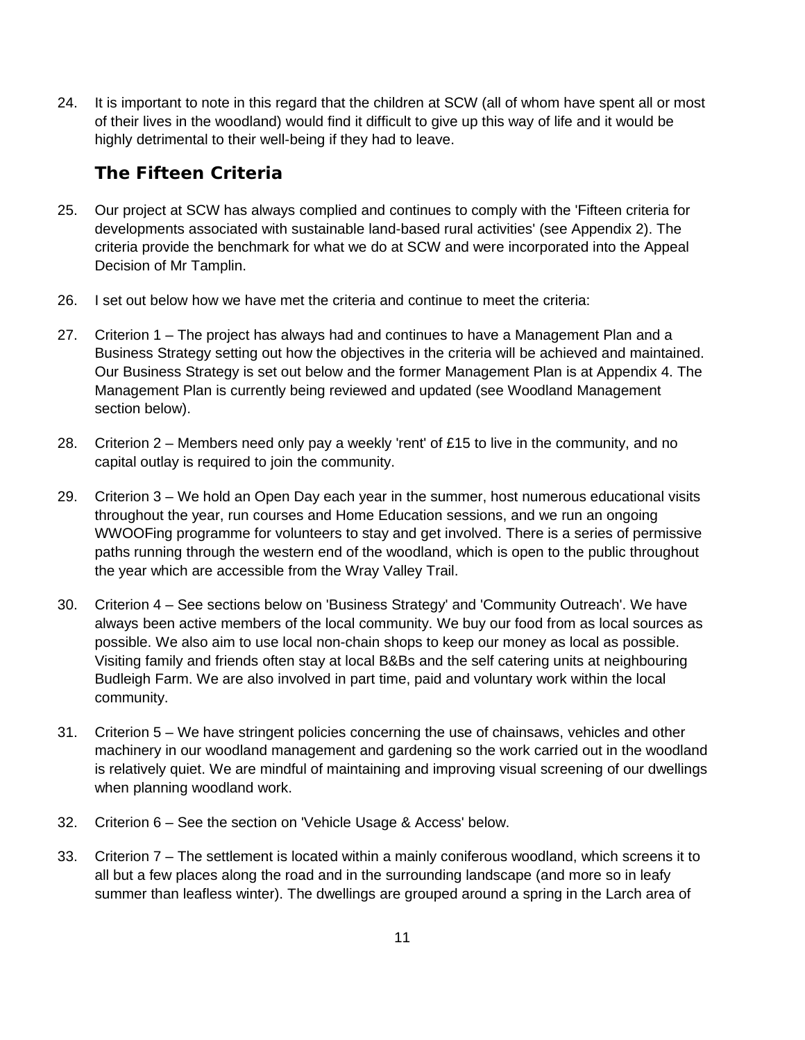24. It is important to note in this regard that the children at SCW (all of whom have spent all or most of their lives in the woodland) would find it difficult to give up this way of life and it would be highly detrimental to their well-being if they had to leave.

## The Fifteen Criteria

25. Our project at SCW has always complied and continues to comply with the 'Fifteen criteria for developments associated with sustainable land-based rural activities' (see Appendix 2). The criteria provide the benchmark for what we do at SCW and were incorporated into the Appeal Decision of Mr Tamplin.

26. I set out below how we have met the criteria and continue to meet the criteria:

27. Criterion 1 – The project has always had and continues to have a Management Plan and a Business Strategy setting out how the objectives in the criteria will be achieved and maintained. Our Business Strategy is set out below and the former Management Plan is at Appendix 4. The Management Plan is currently being reviewed and updated (see Woodland Management section below).

28. Criterion 2 – Members need only pay a weekly 'rent' of £15 to live in the community, and no capital outlay is required to join the community.

29. Criterion 3 – We hold an Open Day each year in the summer, host numerous educational visits throughout the year, run courses and Home Education sessions, and we run an ongoing WWOOFing programme for volunteers to stay and get involved. There is a series of permissive paths running through the western end of the woodland, which is open to the public throughout the year which are accessible from the Wray Valley Trail.

30. Criterion 4 – See sections below on 'Business Strategy' and 'Community Outreach'. We have always been active members of the local community. We buy our food from as local sources as possible. We also aim to use local non-chain shops to keep our money as local as possible. Visiting family and friends often stay at local B&Bs and the self catering units at neighbouring Budleigh Farm. We are also involved in part time, paid and voluntary work within the local community.

31. Criterion 5 – We have stringent policies concerning the use of chainsaws, vehicles and other machinery in our woodland management and gardening so the work carried out in the woodland is relatively quiet. We are mindful of maintaining and improving visual screening of our dwellings when planning woodland work.

32. Criterion 6 – See the section on 'Vehicle Usage & Access' below.

33. Criterion 7 – The settlement is located within a mainly coniferous woodland, which screens it to all but a few places along the road and in the surrounding landscape (and more so in leafy summer than leafless winter). The dwellings are grouped around a spring in the Larch area of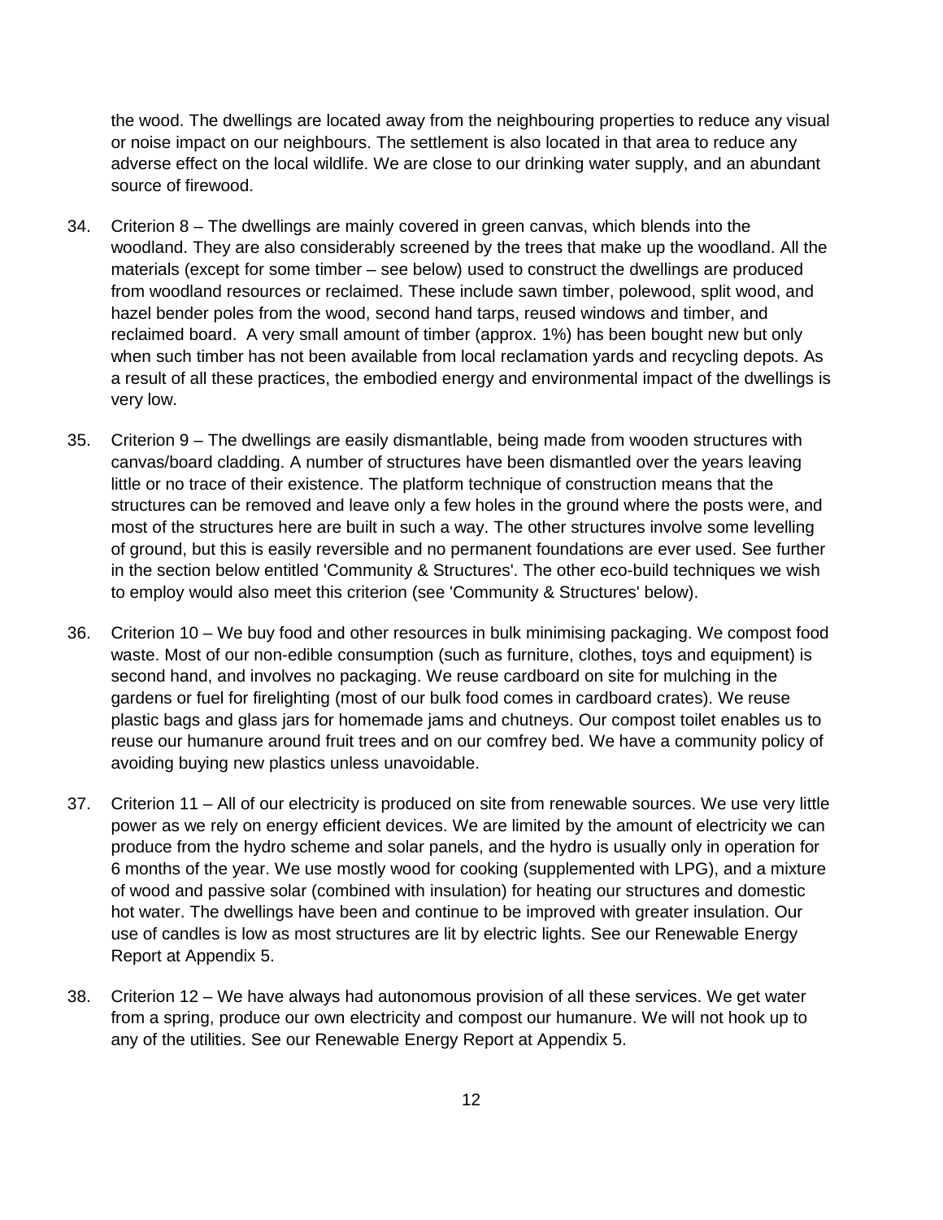the wood. The dwellings are located away from the neighbouring properties to reduce any visual or noise impact on our neighbours. The settlement is also located in that area to reduce any adverse effect on the local wildlife. We are close to our drinking water supply, and an abundant source of firewood.

34. Criterion 8 – The dwellings are mainly covered in green canvas, which blends into the woodland. They are also considerably screened by the trees that make up the woodland. All the materials (except for some timber – see below) used to construct the dwellings are produced from woodland resources or reclaimed. These include sawn timber, polewood, split wood, and hazel bender poles from the wood, second hand tarps, reused windows and timber, and reclaimed board. A very small amount of timber (approx. 1%) has been bought new but only when such timber has not been available from local reclamation yards and recycling depots. As a result of all these practices, the embodied energy and environmental impact of the dwellings is very low.

35. Criterion 9 – The dwellings are easily dismantlable, being made from wooden structures with canvas/board cladding. A number of structures have been dismantled over the years leaving little or no trace of their existence. The platform technique of construction means that the structures can be removed and leave only a few holes in the ground where the posts were, and most of the structures here are built in such a way. The other structures involve some levelling of ground, but this is easily reversible and no permanent foundations are ever used. See further in the section below entitled 'Community & Structures'. The other eco-build techniques we wish to employ would also meet this criterion (see 'Community & Structures' below).

36. Criterion 10 – We buy food and other resources in bulk minimising packaging. We compost food waste. Most of our non-edible consumption (such as furniture, clothes, toys and equipment) is second hand, and involves no packaging. We reuse cardboard on site for mulching in the gardens or fuel for firelighting (most of our bulk food comes in cardboard crates). We reuse plastic bags and glass jars for homemade jams and chutneys. Our compost toilet enables us to reuse our humanure around fruit trees and on our comfrey bed. We have a community policy of avoiding buying new plastics unless unavoidable.

37. Criterion 11 – All of our electricity is produced on site from renewable sources. We use very little power as we rely on energy efficient devices. We are limited by the amount of electricity we can produce from the hydro scheme and solar panels, and the hydro is usually only in operation for 6 months of the year. We use mostly wood for cooking (supplemented with LPG), and a mixture of wood and passive solar (combined with insulation) for heating our structures and domestic hot water. The dwellings have been and continue to be improved with greater insulation. Our use of candles is low as most structures are lit by electric lights. See our Renewable Energy Report at Appendix 5.

38. Criterion 12 – We have always had autonomous provision of all these services. We get water from a spring, produce our own electricity and compost our humanure. We will not hook up to any of the utilities. See our Renewable Energy Report at Appendix 5.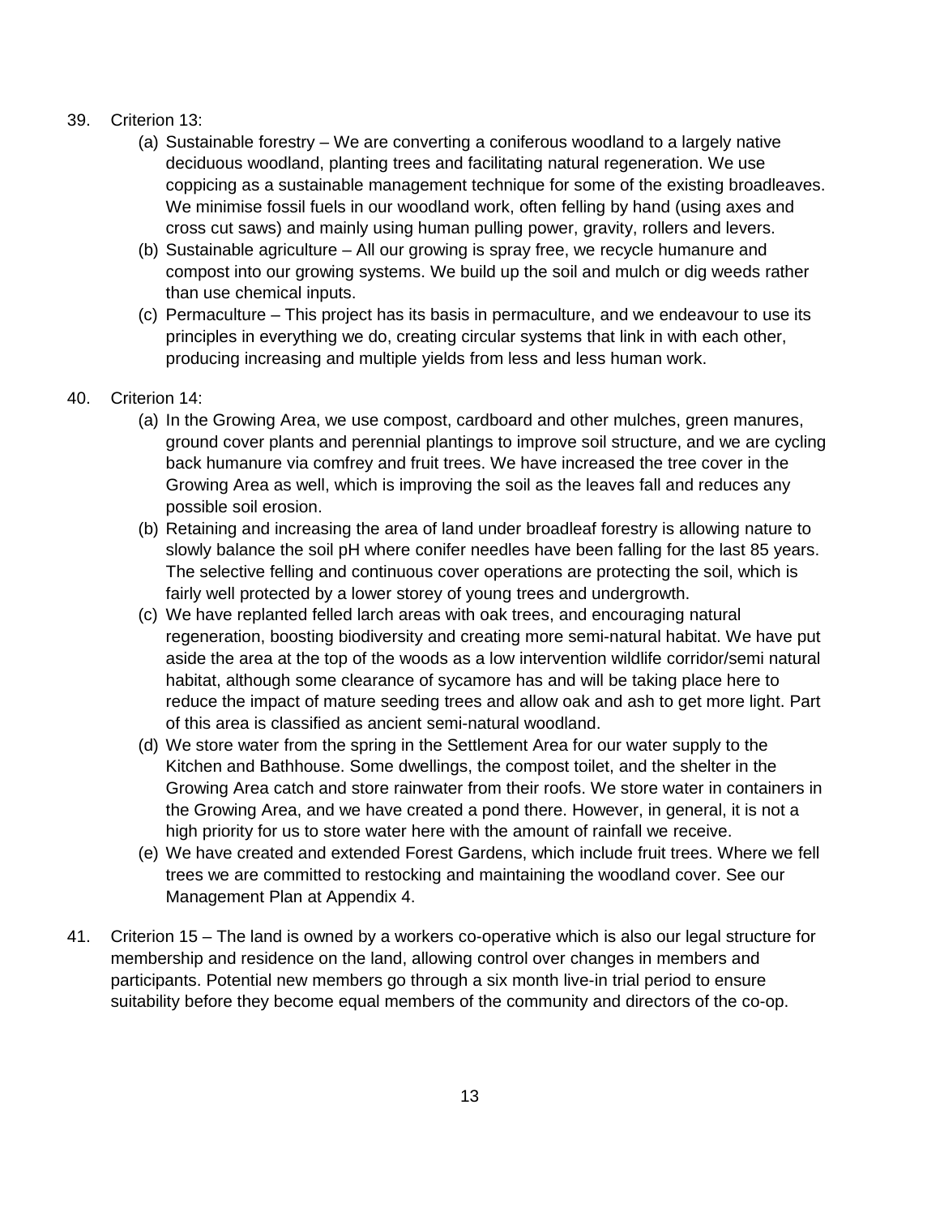39. Criterion 13:
    (a) Sustainable forestry – We are converting a coniferous woodland to a largely native deciduous woodland, planting trees and facilitating natural regeneration. We use coppicing as a sustainable management technique for some of the existing broadleaves. We minimise fossil fuels in our woodland work, often felling by hand (using axes and cross cut saws) and mainly using human pulling power, gravity, rollers and levers.
    (b) Sustainable agriculture – All our growing is spray free, we recycle humanure and compost into our growing systems. We build up the soil and mulch or dig weeds rather than use chemical inputs.
    (c) Permaculture – This project has its basis in permaculture, and we endeavour to use its principles in everything we do, creating circular systems that link in with each other, producing increasing and multiple yields from less and less human work.

40. Criterion 14:
    (a) In the Growing Area, we use compost, cardboard and other mulches, green manures, ground cover plants and perennial plantings to improve soil structure, and we are cycling back humanure via comfrey and fruit trees. We have increased the tree cover in the Growing Area as well, which is improving the soil as the leaves fall and reduces any possible soil erosion.
    (b) Retaining and increasing the area of land under broadleaf forestry is allowing nature to slowly balance the soil pH where conifer needles have been falling for the last 85 years. The selective felling and continuous cover operations are protecting the soil, which is fairly well protected by a lower storey of young trees and undergrowth.
    (c) We have replanted felled larch areas with oak trees, and encouraging natural regeneration, boosting biodiversity and creating more semi-natural habitat. We have put aside the area at the top of the woods as a low intervention wildlife corridor/semi natural habitat, although some clearance of sycamore has and will be taking place here to reduce the impact of mature seeding trees and allow oak and ash to get more light. Part of this area is classified as ancient semi-natural woodland.
    (d) We store water from the spring in the Settlement Area for our water supply to the Kitchen and Bathhouse. Some dwellings, the compost toilet, and the shelter in the Growing Area catch and store rainwater from their roofs. We store water in containers in the Growing Area, and we have created a pond there. However, in general, it is not a high priority for us to store water here with the amount of rainfall we receive.
    (e) We have created and extended Forest Gardens, which include fruit trees. Where we fell trees we are committed to restocking and maintaining the woodland cover. See our Management Plan at Appendix 4.

41. Criterion 15 – The land is owned by a workers co-operative which is also our legal structure for membership and residence on the land, allowing control over changes in members and participants. Potential new members go through a six month live-in trial period to ensure suitability before they become equal members of the community and directors of the co-op.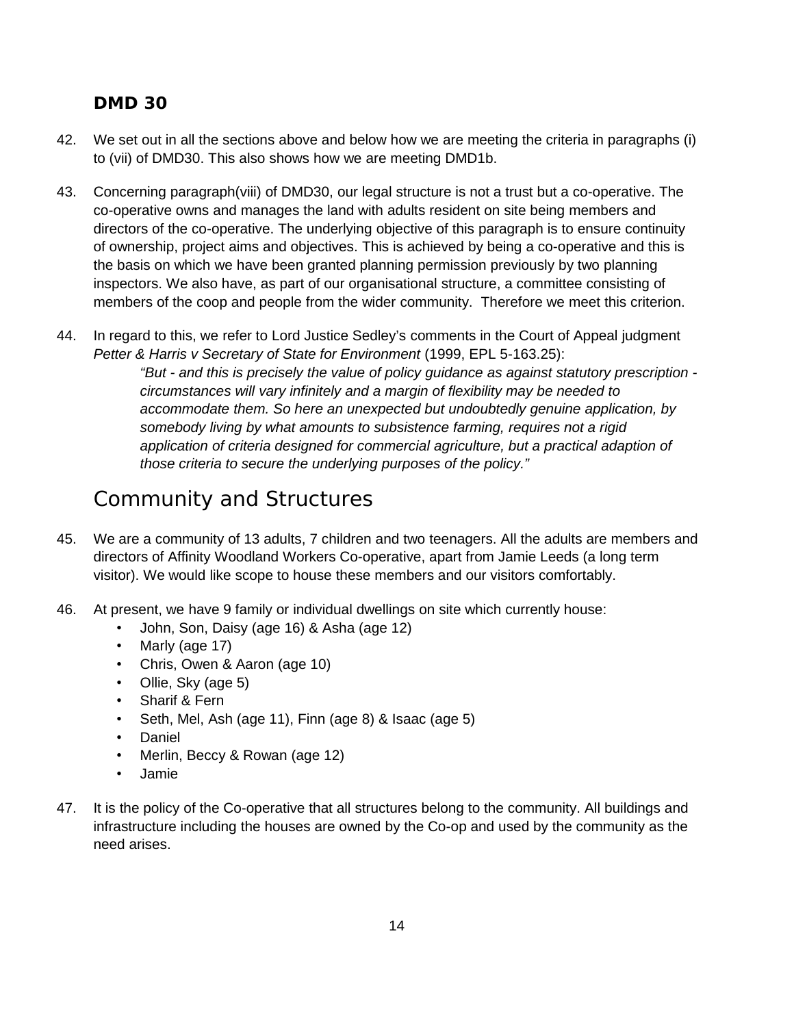## DMD 30

42. We set out in all the sections above and below how we are meeting the criteria in paragraphs (i) to (vii) of DMD30. This also shows how we are meeting DMD1b.

43. Concerning paragraph(viii) of DMD30, our legal structure is not a trust but a co-operative. The co-operative owns and manages the land with adults resident on site being members and directors of the co-operative. The underlying objective of this paragraph is to ensure continuity of ownership, project aims and objectives. This is achieved by being a co-operative and this is the basis on which we have been granted planning permission previously by two planning inspectors. We also have, as part of our organisational structure, a committee consisting of members of the coop and people from the wider community. Therefore we meet this criterion.

44. In regard to this, we refer to Lord Justice Sedley's comments in the Court of Appeal judgment *Petter & Harris v Secretary of State for Environment* (1999, EPL 5-163.25):

    *"But - and this is precisely the value of policy guidance as against statutory prescription - circumstances will vary infinitely and a margin of flexibility may be needed to accommodate them. So here an unexpected but undoubtedly genuine application, by somebody living by what amounts to subsistence farming, requires not a rigid application of criteria designed for commercial agriculture, but a practical adaption of those criteria to secure the underlying purposes of the policy."*

# Community and Structures

45. We are a community of 13 adults, 7 children and two teenagers. All the adults are members and directors of Affinity Woodland Workers Co-operative, apart from Jamie Leeds (a long term visitor). We would like scope to house these members and our visitors comfortably.

46. At present, we have 9 family or individual dwellings on site which currently house:
    - John, Son, Daisy (age 16) & Asha (age 12)
    - Marly (age 17)
    - Chris, Owen & Aaron (age 10)
    - Ollie, Sky (age 5)
    - Sharif & Fern
    - Seth, Mel, Ash (age 11), Finn (age 8) & Isaac (age 5)
    - Daniel
    - Merlin, Beccy & Rowan (age 12)
    - Jamie

47. It is the policy of the Co-operative that all structures belong to the community. All buildings and infrastructure including the houses are owned by the Co-op and used by the community as the need arises.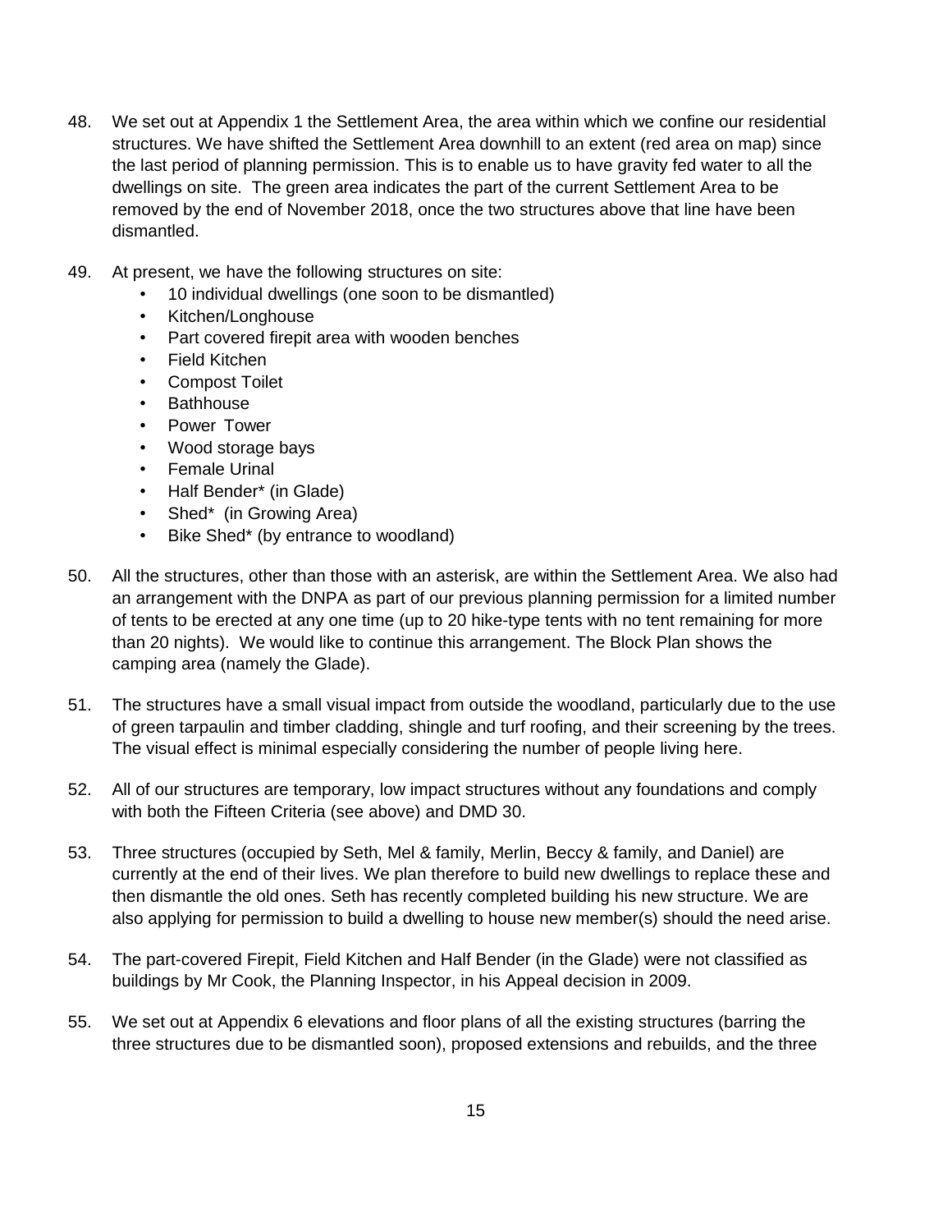48. We set out at Appendix 1 the Settlement Area, the area within which we confine our residential structures. We have shifted the Settlement Area downhill to an extent (red area on map) since the last period of planning permission. This is to enable us to have gravity fed water to all the dwellings on site. The green area indicates the part of the current Settlement Area to be removed by the end of November 2018, once the two structures above that line have been dismantled.

49. At present, we have the following structures on site:
    - 10 individual dwellings (one soon to be dismantled)
    - Kitchen/Longhouse
    - Part covered firepit area with wooden benches
    - Field Kitchen
    - Compost Toilet
    - Bathhouse
    - Power Tower
    - Wood storage bays
    - Female Urinal
    - Half Bender* (in Glade)
    - Shed* (in Growing Area)
    - Bike Shed* (by entrance to woodland)

50. All the structures, other than those with an asterisk, are within the Settlement Area. We also had an arrangement with the DNPA as part of our previous planning permission for a limited number of tents to be erected at any one time (up to 20 hike-type tents with no tent remaining for more than 20 nights). We would like to continue this arrangement. The Block Plan shows the camping area (namely the Glade).

51. The structures have a small visual impact from outside the woodland, particularly due to the use of green tarpaulin and timber cladding, shingle and turf roofing, and their screening by the trees. The visual effect is minimal especially considering the number of people living here.

52. All of our structures are temporary, low impact structures without any foundations and comply with both the Fifteen Criteria (see above) and DMD 30.

53. Three structures (occupied by Seth, Mel & family, Merlin, Beccy & family, and Daniel) are currently at the end of their lives. We plan therefore to build new dwellings to replace these and then dismantle the old ones. Seth has recently completed building his new structure. We are also applying for permission to build a dwelling to house new member(s) should the need arise.

54. The part-covered Firepit, Field Kitchen and Half Bender (in the Glade) were not classified as buildings by Mr Cook, the Planning Inspector, in his Appeal decision in 2009.

55. We set out at Appendix 6 elevations and floor plans of all the existing structures (barring the three structures due to be dismantled soon), proposed extensions and rebuilds, and the three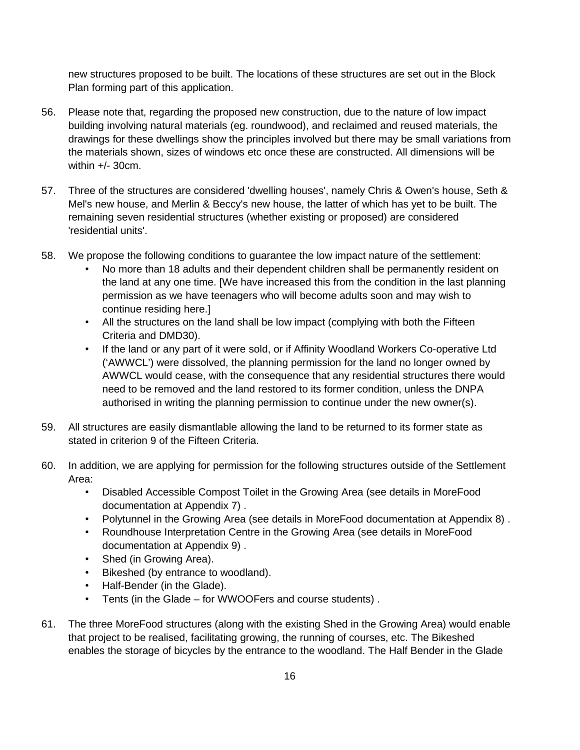new structures proposed to be built. The locations of these structures are set out in the Block Plan forming part of this application.

56. Please note that, regarding the proposed new construction, due to the nature of low impact building involving natural materials (eg. roundwood), and reclaimed and reused materials, the drawings for these dwellings show the principles involved but there may be small variations from the materials shown, sizes of windows etc once these are constructed. All dimensions will be within +/- 30cm.

57. Three of the structures are considered 'dwelling houses', namely Chris & Owen's house, Seth & Mel's new house, and Merlin & Beccy's new house, the latter of which has yet to be built. The remaining seven residential structures (whether existing or proposed) are considered 'residential units'.

58. We propose the following conditions to guarantee the low impact nature of the settlement:
    - No more than 18 adults and their dependent children shall be permanently resident on the land at any one time. [We have increased this from the condition in the last planning permission as we have teenagers who will become adults soon and may wish to continue residing here.]
    - All the structures on the land shall be low impact (complying with both the Fifteen Criteria and DMD30).
    - If the land or any part of it were sold, or if Affinity Woodland Workers Co-operative Ltd ('AWWCL') were dissolved, the planning permission for the land no longer owned by AWWCL would cease, with the consequence that any residential structures there would need to be removed and the land restored to its former condition, unless the DNPA authorised in writing the planning permission to continue under the new owner(s).

59. All structures are easily dismantlable allowing the land to be returned to its former state as stated in criterion 9 of the Fifteen Criteria.

60. In addition, we are applying for permission for the following structures outside of the Settlement Area:
    - Disabled Accessible Compost Toilet in the Growing Area (see details in MoreFood documentation at Appendix 7) .
    - Polytunnel in the Growing Area (see details in MoreFood documentation at Appendix 8) .
    - Roundhouse Interpretation Centre in the Growing Area (see details in MoreFood documentation at Appendix 9) .
    - Shed (in Growing Area).
    - Bikeshed (by entrance to woodland).
    - Half-Bender (in the Glade).
    - Tents (in the Glade – for WWOOFers and course students) .

61. The three MoreFood structures (along with the existing Shed in the Growing Area) would enable that project to be realised, facilitating growing, the running of courses, etc. The Bikeshed enables the storage of bicycles by the entrance to the woodland. The Half Bender in the Glade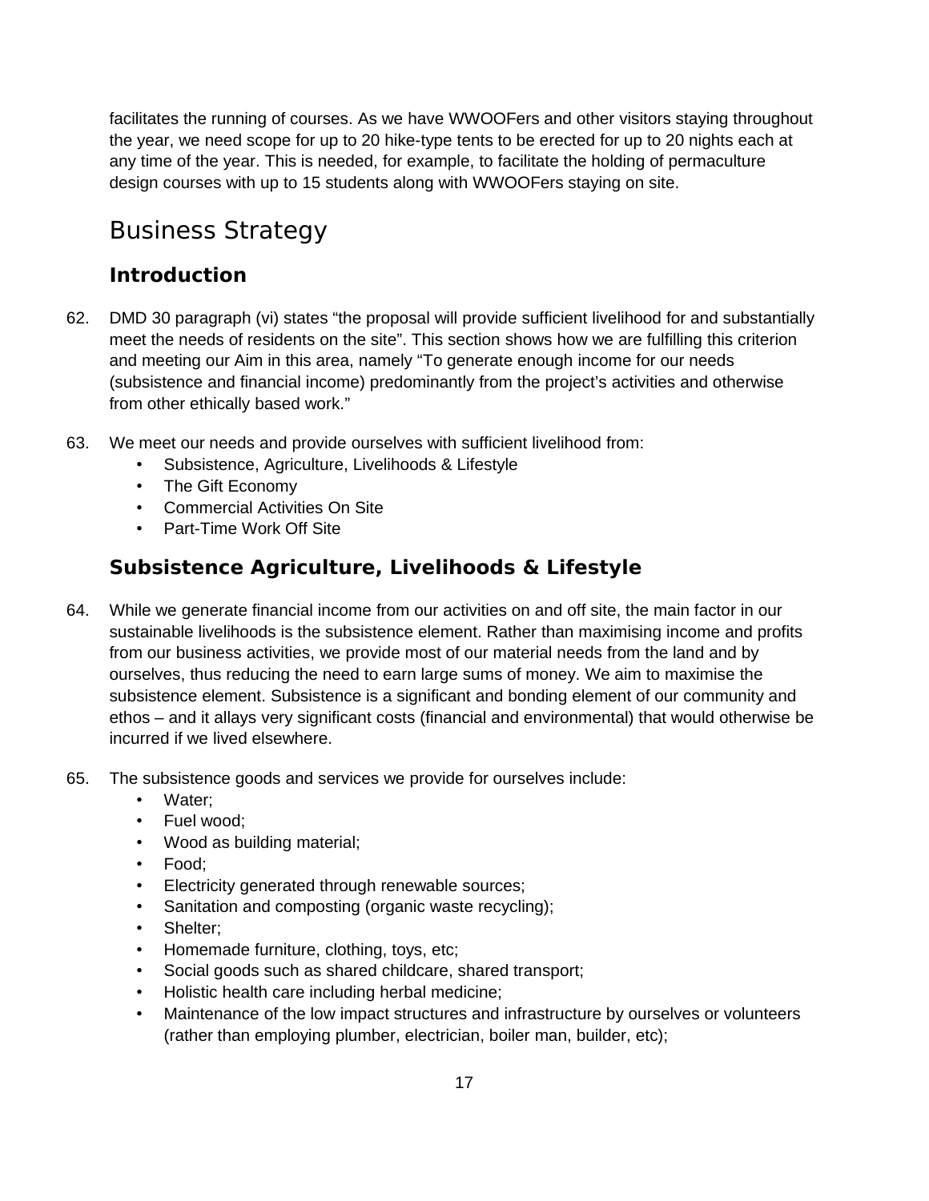facilitates the running of courses. As we have WWOOFers and other visitors staying throughout the year, we need scope for up to 20 hike-type tents to be erected for up to 20 nights each at any time of the year. This is needed, for example, to facilitate the holding of permaculture design courses with up to 15 students along with WWOOFers staying on site.

# Business Strategy

## Introduction

62. DMD 30 paragraph (vi) states "the proposal will provide sufficient livelihood for and substantially meet the needs of residents on the site". This section shows how we are fulfilling this criterion and meeting our Aim in this area, namely "To generate enough income for our needs (subsistence and financial income) predominantly from the project's activities and otherwise from other ethically based work."

63. We meet our needs and provide ourselves with sufficient livelihood from:
    - Subsistence, Agriculture, Livelihoods & Lifestyle
    - The Gift Economy
    - Commercial Activities On Site
    - Part-Time Work Off Site

## Subsistence Agriculture, Livelihoods & Lifestyle

64. While we generate financial income from our activities on and off site, the main factor in our sustainable livelihoods is the subsistence element. Rather than maximising income and profits from our business activities, we provide most of our material needs from the land and by ourselves, thus reducing the need to earn large sums of money. We aim to maximise the subsistence element. Subsistence is a significant and bonding element of our community and ethos – and it allays very significant costs (financial and environmental) that would otherwise be incurred if we lived elsewhere.

65. The subsistence goods and services we provide for ourselves include:
    - Water;
    - Fuel wood;
    - Wood as building material;
    - Food;
    - Electricity generated through renewable sources;
    - Sanitation and composting (organic waste recycling);
    - Shelter;
    - Homemade furniture, clothing, toys, etc;
    - Social goods such as shared childcare, shared transport;
    - Holistic health care including herbal medicine;
    - Maintenance of the low impact structures and infrastructure by ourselves or volunteers (rather than employing plumber, electrician, boiler man, builder, etc);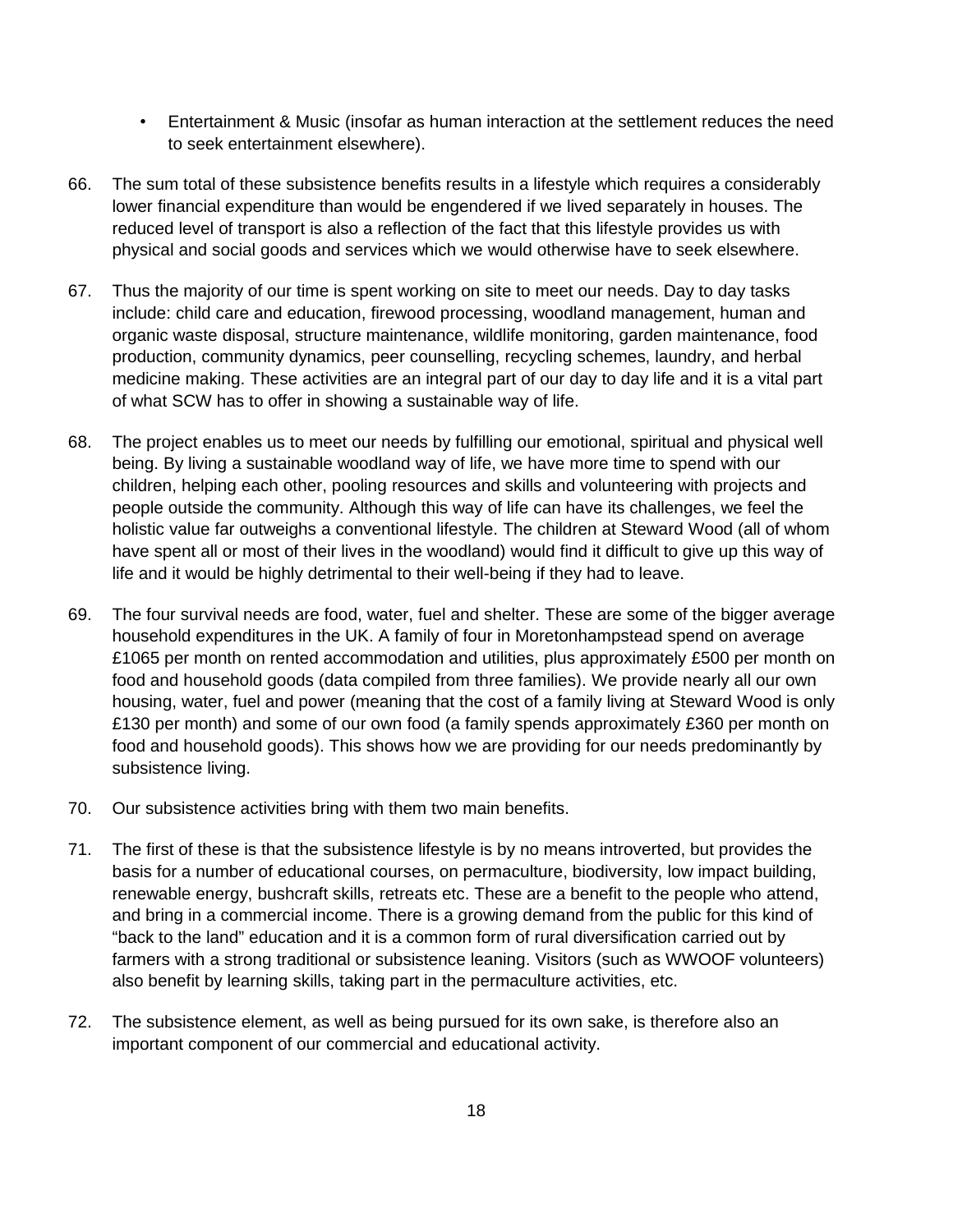- Entertainment & Music (insofar as human interaction at the settlement reduces the need to seek entertainment elsewhere).

66. The sum total of these subsistence benefits results in a lifestyle which requires a considerably lower financial expenditure than would be engendered if we lived separately in houses. The reduced level of transport is also a reflection of the fact that this lifestyle provides us with physical and social goods and services which we would otherwise have to seek elsewhere.

67. Thus the majority of our time is spent working on site to meet our needs. Day to day tasks include: child care and education, firewood processing, woodland management, human and organic waste disposal, structure maintenance, wildlife monitoring, garden maintenance, food production, community dynamics, peer counselling, recycling schemes, laundry, and herbal medicine making. These activities are an integral part of our day to day life and it is a vital part of what SCW has to offer in showing a sustainable way of life.

68. The project enables us to meet our needs by fulfilling our emotional, spiritual and physical well being. By living a sustainable woodland way of life, we have more time to spend with our children, helping each other, pooling resources and skills and volunteering with projects and people outside the community. Although this way of life can have its challenges, we feel the holistic value far outweighs a conventional lifestyle. The children at Steward Wood (all of whom have spent all or most of their lives in the woodland) would find it difficult to give up this way of life and it would be highly detrimental to their well-being if they had to leave.

69. The four survival needs are food, water, fuel and shelter. These are some of the bigger average household expenditures in the UK. A family of four in Moretonhampstead spend on average £1065 per month on rented accommodation and utilities, plus approximately £500 per month on food and household goods (data compiled from three families). We provide nearly all our own housing, water, fuel and power (meaning that the cost of a family living at Steward Wood is only £130 per month) and some of our own food (a family spends approximately £360 per month on food and household goods). This shows how we are providing for our needs predominantly by subsistence living.

70. Our subsistence activities bring with them two main benefits.

71. The first of these is that the subsistence lifestyle is by no means introverted, but provides the basis for a number of educational courses, on permaculture, biodiversity, low impact building, renewable energy, bushcraft skills, retreats etc. These are a benefit to the people who attend, and bring in a commercial income. There is a growing demand from the public for this kind of "back to the land" education and it is a common form of rural diversification carried out by farmers with a strong traditional or subsistence leaning. Visitors (such as WWOOF volunteers) also benefit by learning skills, taking part in the permaculture activities, etc.

72. The subsistence element, as well as being pursued for its own sake, is therefore also an important component of our commercial and educational activity.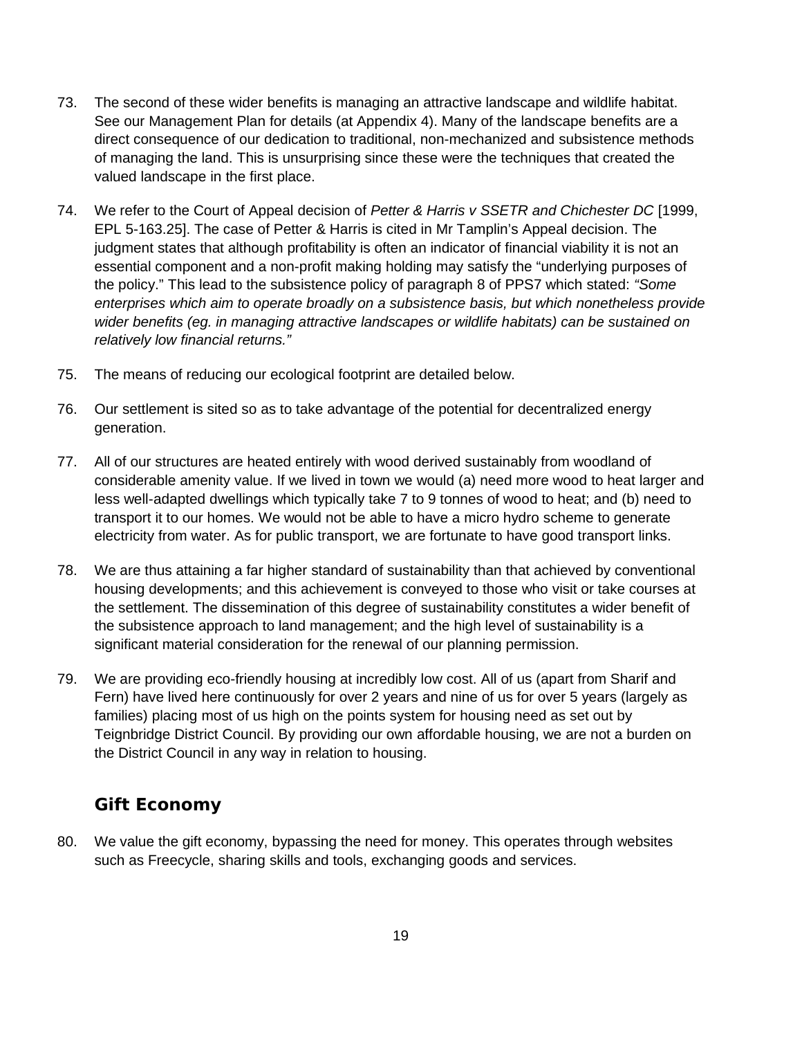73. The second of these wider benefits is managing an attractive landscape and wildlife habitat. See our Management Plan for details (at Appendix 4). Many of the landscape benefits are a direct consequence of our dedication to traditional, non-mechanized and subsistence methods of managing the land. This is unsurprising since these were the techniques that created the valued landscape in the first place.

74. We refer to the Court of Appeal decision of *Petter & Harris v SSETR and Chichester DC* [1999, EPL 5-163.25]. The case of Petter & Harris is cited in Mr Tamplin's Appeal decision. The judgment states that although profitability is often an indicator of financial viability it is not an essential component and a non-profit making holding may satisfy the "underlying purposes of the policy." This lead to the subsistence policy of paragraph 8 of PPS7 which stated: *"Some enterprises which aim to operate broadly on a subsistence basis, but which nonetheless provide wider benefits (eg. in managing attractive landscapes or wildlife habitats) can be sustained on relatively low financial returns."*

75. The means of reducing our ecological footprint are detailed below.

76. Our settlement is sited so as to take advantage of the potential for decentralized energy generation.

77. All of our structures are heated entirely with wood derived sustainably from woodland of considerable amenity value. If we lived in town we would (a) need more wood to heat larger and less well-adapted dwellings which typically take 7 to 9 tonnes of wood to heat; and (b) need to transport it to our homes. We would not be able to have a micro hydro scheme to generate electricity from water. As for public transport, we are fortunate to have good transport links.

78. We are thus attaining a far higher standard of sustainability than that achieved by conventional housing developments; and this achievement is conveyed to those who visit or take courses at the settlement. The dissemination of this degree of sustainability constitutes a wider benefit of the subsistence approach to land management; and the high level of sustainability is a significant material consideration for the renewal of our planning permission.

79. We are providing eco-friendly housing at incredibly low cost. All of us (apart from Sharif and Fern) have lived here continuously for over 2 years and nine of us for over 5 years (largely as families) placing most of us high on the points system for housing need as set out by Teignbridge District Council. By providing our own affordable housing, we are not a burden on the District Council in any way in relation to housing.

## Gift Economy

80. We value the gift economy, bypassing the need for money. This operates through websites such as Freecycle, sharing skills and tools, exchanging goods and services.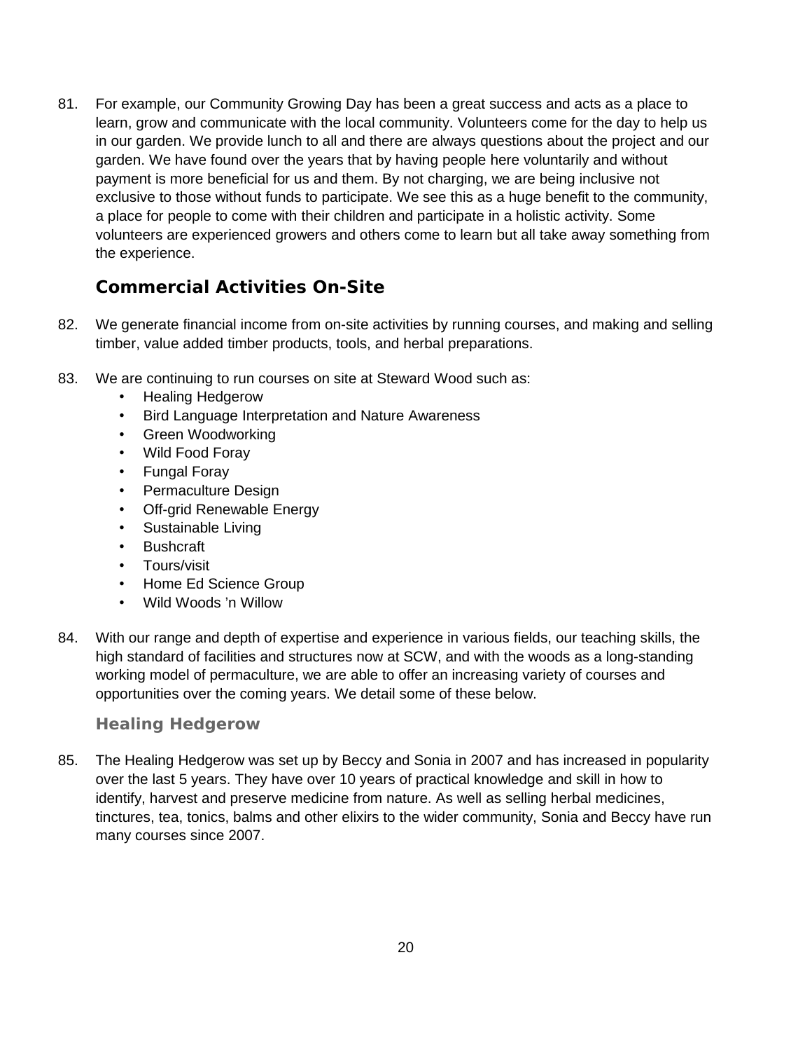81. For example, our Community Growing Day has been a great success and acts as a place to learn, grow and communicate with the local community. Volunteers come for the day to help us in our garden. We provide lunch to all and there are always questions about the project and our garden. We have found over the years that by having people here voluntarily and without payment is more beneficial for us and them. By not charging, we are being inclusive not exclusive to those without funds to participate. We see this as a huge benefit to the community, a place for people to come with their children and participate in a holistic activity. Some volunteers are experienced growers and others come to learn but all take away something from the experience.

## Commercial Activities On-Site

82. We generate financial income from on-site activities by running courses, and making and selling timber, value added timber products, tools, and herbal preparations.

83. We are continuing to run courses on site at Steward Wood such as:
    - Healing Hedgerow
    - Bird Language Interpretation and Nature Awareness
    - Green Woodworking
    - Wild Food Foray
    - Fungal Foray
    - Permaculture Design
    - Off-grid Renewable Energy
    - Sustainable Living
    - Bushcraft
    - Tours/visit
    - Home Ed Science Group
    - Wild Woods 'n Willow

84. With our range and depth of expertise and experience in various fields, our teaching skills, the high standard of facilities and structures now at SCW, and with the woods as a long-standing working model of permaculture, we are able to offer an increasing variety of courses and opportunities over the coming years. We detail some of these below.

### Healing Hedgerow

85. The Healing Hedgerow was set up by Beccy and Sonia in 2007 and has increased in popularity over the last 5 years. They have over 10 years of practical knowledge and skill in how to identify, harvest and preserve medicine from nature. As well as selling herbal medicines, tinctures, tea, tonics, balms and other elixirs to the wider community, Sonia and Beccy have run many courses since 2007.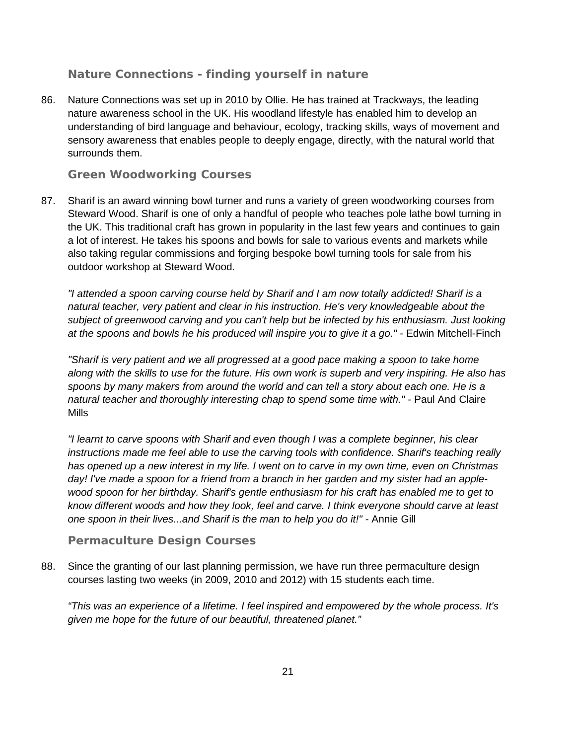### Nature Connections - finding yourself in nature

86. Nature Connections was set up in 2010 by Ollie. He has trained at Trackways, the leading nature awareness school in the UK. His woodland lifestyle has enabled him to develop an understanding of bird language and behaviour, ecology, tracking skills, ways of movement and sensory awareness that enables people to deeply engage, directly, with the natural world that surrounds them.

### Green Woodworking Courses

87. Sharif is an award winning bowl turner and runs a variety of green woodworking courses from Steward Wood. Sharif is one of only a handful of people who teaches pole lathe bowl turning in the UK. This traditional craft has grown in popularity in the last few years and continues to gain a lot of interest. He takes his spoons and bowls for sale to various events and markets while also taking regular commissions and forging bespoke bowl turning tools for sale from his outdoor workshop at Steward Wood.

    *"I attended a spoon carving course held by Sharif and I am now totally addicted! Sharif is a natural teacher, very patient and clear in his instruction. He's very knowledgeable about the subject of greenwood carving and you can't help but be infected by his enthusiasm. Just looking at the spoons and bowls he his produced will inspire you to give it a go."* - Edwin Mitchell-Finch

    *"Sharif is very patient and we all progressed at a good pace making a spoon to take home along with the skills to use for the future. His own work is superb and very inspiring. He also has spoons by many makers from around the world and can tell a story about each one. He is a natural teacher and thoroughly interesting chap to spend some time with."* - Paul And Claire Mills

    *"I learnt to carve spoons with Sharif and even though I was a complete beginner, his clear instructions made me feel able to use the carving tools with confidence. Sharif's teaching really has opened up a new interest in my life. I went on to carve in my own time, even on Christmas day! I've made a spoon for a friend from a branch in her garden and my sister had an apple-wood spoon for her birthday. Sharif's gentle enthusiasm for his craft has enabled me to get to know different woods and how they look, feel and carve. I think everyone should carve at least one spoon in their lives...and Sharif is the man to help you do it!"* - Annie Gill

### Permaculture Design Courses

88. Since the granting of our last planning permission, we have run three permaculture design courses lasting two weeks (in 2009, 2010 and 2012) with 15 students each time.

    *“This was an experience of a lifetime. I feel inspired and empowered by the whole process. It's given me hope for the future of our beautiful, threatened planet.”*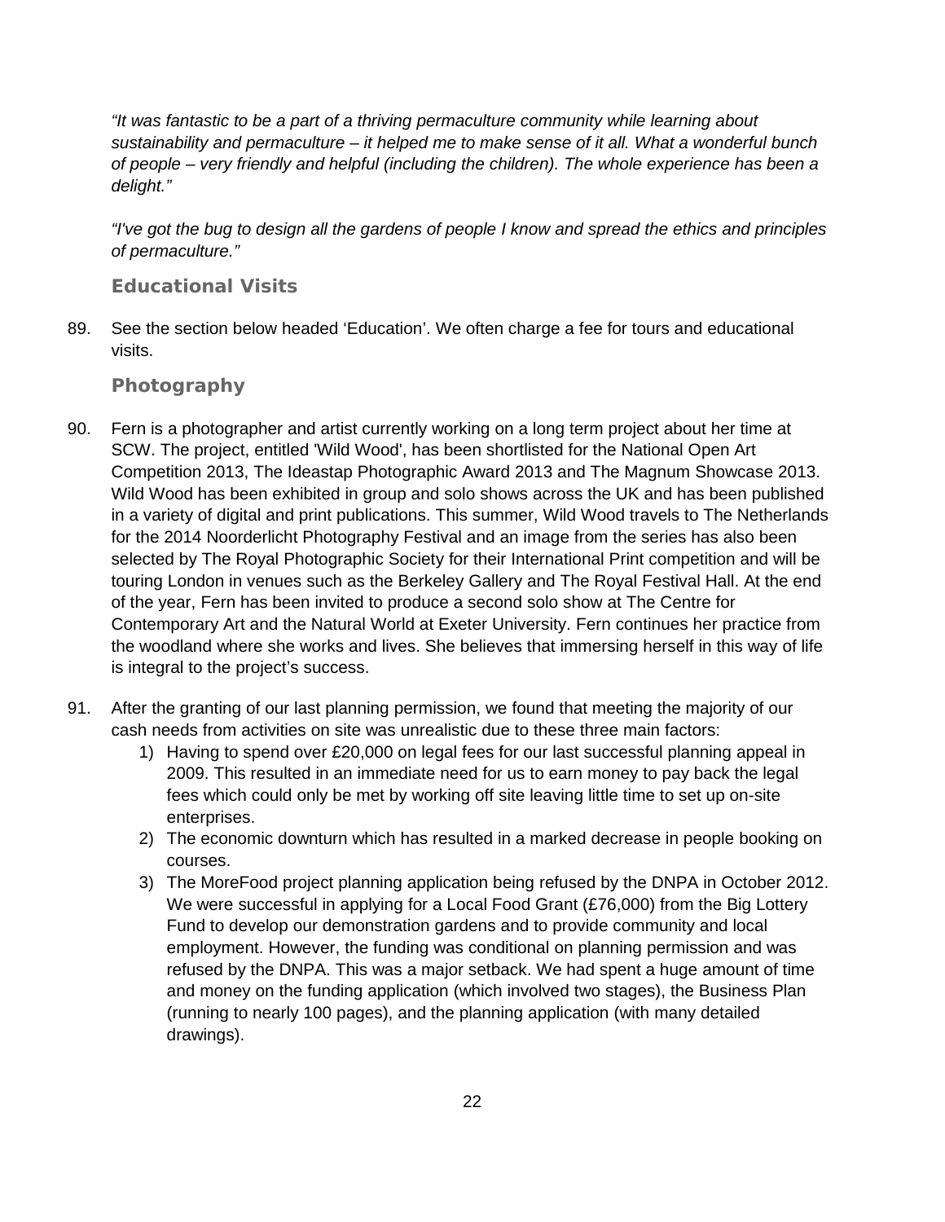*"It was fantastic to be a part of a thriving permaculture community while learning about sustainability and permaculture – it helped me to make sense of it all. What a wonderful bunch of people – very friendly and helpful (including the children). The whole experience has been a delight."*

*"I've got the bug to design all the gardens of people I know and spread the ethics and principles of permaculture."*

### Educational Visits

89. See the section below headed 'Education'. We often charge a fee for tours and educational visits.

### Photography

90. Fern is a photographer and artist currently working on a long term project about her time at SCW. The project, entitled 'Wild Wood', has been shortlisted for the National Open Art Competition 2013, The Ideastap Photographic Award 2013 and The Magnum Showcase 2013. Wild Wood has been exhibited in group and solo shows across the UK and has been published in a variety of digital and print publications. This summer, Wild Wood travels to The Netherlands for the 2014 Noorderlicht Photography Festival and an image from the series has also been selected by The Royal Photographic Society for their International Print competition and will be touring London in venues such as the Berkeley Gallery and The Royal Festival Hall. At the end of the year, Fern has been invited to produce a second solo show at The Centre for Contemporary Art and the Natural World at Exeter University. Fern continues her practice from the woodland where she works and lives. She believes that immersing herself in this way of life is integral to the project's success.

91. After the granting of our last planning permission, we found that meeting the majority of our cash needs from activities on site was unrealistic due to these three main factors:
    1) Having to spend over £20,000 on legal fees for our last successful planning appeal in 2009. This resulted in an immediate need for us to earn money to pay back the legal fees which could only be met by working off site leaving little time to set up on-site enterprises.
    2) The economic downturn which has resulted in a marked decrease in people booking on courses.
    3) The MoreFood project planning application being refused by the DNPA in October 2012. We were successful in applying for a Local Food Grant (£76,000) from the Big Lottery Fund to develop our demonstration gardens and to provide community and local employment. However, the funding was conditional on planning permission and was refused by the DNPA. This was a major setback. We had spent a huge amount of time and money on the funding application (which involved two stages), the Business Plan (running to nearly 100 pages), and the planning application (with many detailed drawings).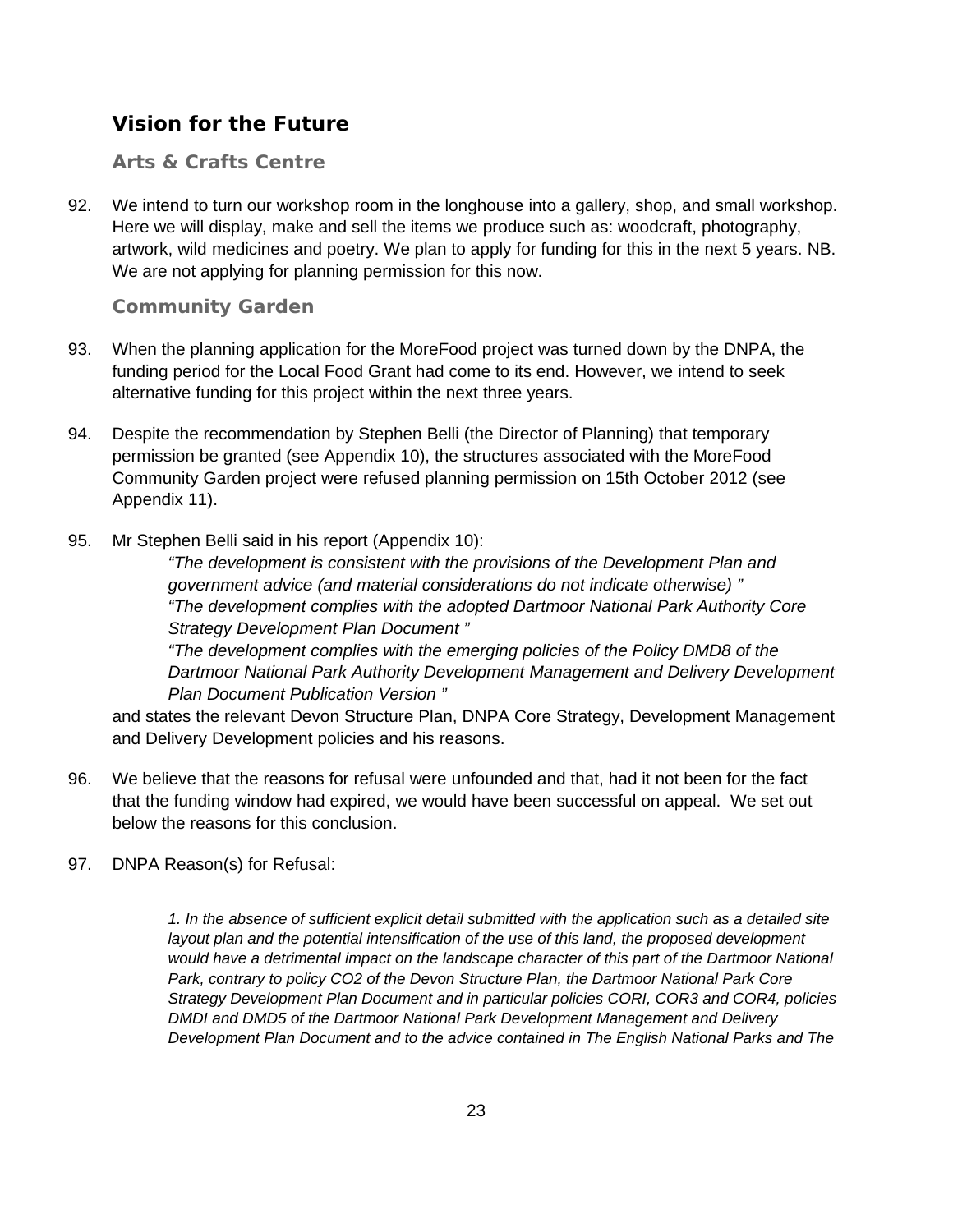## Vision for the Future

### Arts & Crafts Centre

92. We intend to turn our workshop room in the longhouse into a gallery, shop, and small workshop. Here we will display, make and sell the items we produce such as: woodcraft, photography, artwork, wild medicines and poetry. We plan to apply for funding for this in the next 5 years. NB. We are not applying for planning permission for this now.

### Community Garden

93. When the planning application for the MoreFood project was turned down by the DNPA, the funding period for the Local Food Grant had come to its end. However, we intend to seek alternative funding for this project within the next three years.

94. Despite the recommendation by Stephen Belli (the Director of Planning) that temporary permission be granted (see Appendix 10), the structures associated with the MoreFood Community Garden project were refused planning permission on 15th October 2012 (see Appendix 11).

95. Mr Stephen Belli said in his report (Appendix 10):

    *"The development is consistent with the provisions of the Development Plan and government advice (and material considerations do not indicate otherwise) "*
    *"The development complies with the adopted Dartmoor National Park Authority Core Strategy Development Plan Document "*
    *"The development complies with the emerging policies of the Policy DMD8 of the Dartmoor National Park Authority Development Management and Delivery Development Plan Document Publication Version "*

    and states the relevant Devon Structure Plan, DNPA Core Strategy, Development Management and Delivery Development policies and his reasons.

96. We believe that the reasons for refusal were unfounded and that, had it not been for the fact that the funding window had expired, we would have been successful on appeal. We set out below the reasons for this conclusion.

97. DNPA Reason(s) for Refusal:

    *1. In the absence of sufficient explicit detail submitted with the application such as a detailed site layout plan and the potential intensification of the use of this land, the proposed development would have a detrimental impact on the landscape character of this part of the Dartmoor National Park, contrary to policy CO2 of the Devon Structure Plan, the Dartmoor National Park Core Strategy Development Plan Document and in particular policies CORI, COR3 and COR4, policies DMDI and DMD5 of the Dartmoor National Park Development Management and Delivery Development Plan Document and to the advice contained in The English National Parks and The*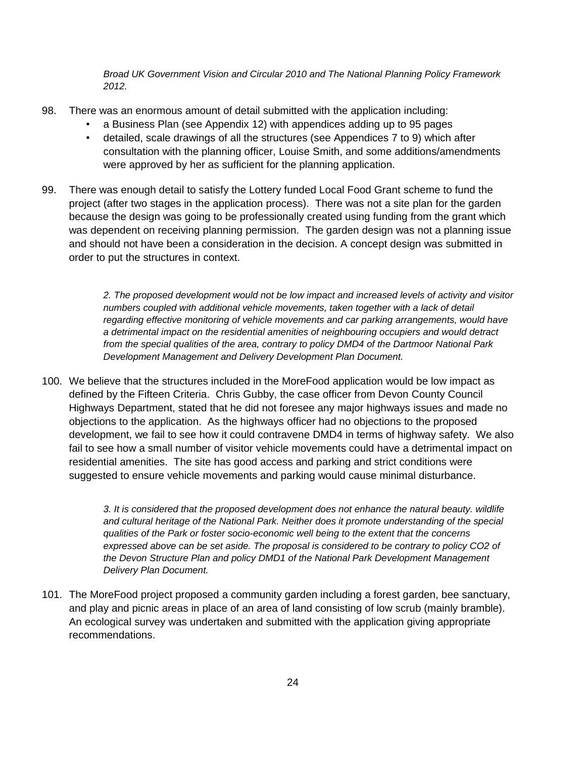*Broad UK Government Vision and Circular 2010 and The National Planning Policy Framework 2012.*

98. There was an enormous amount of detail submitted with the application including:
    - a Business Plan (see Appendix 12) with appendices adding up to 95 pages
    - detailed, scale drawings of all the structures (see Appendices 7 to 9) which after consultation with the planning officer, Louise Smith, and some additions/amendments were approved by her as sufficient for the planning application.

99. There was enough detail to satisfy the Lottery funded Local Food Grant scheme to fund the project (after two stages in the application process). There was not a site plan for the garden because the design was going to be professionally created using funding from the grant which was dependent on receiving planning permission. The garden design was not a planning issue and should not have been a consideration in the decision. A concept design was submitted in order to put the structures in context.

> *2. The proposed development would not be low impact and increased levels of activity and visitor numbers coupled with additional vehicle movements, taken together with a lack of detail regarding effective monitoring of vehicle movements and car parking arrangements, would have a detrimental impact on the residential amenities of neighbouring occupiers and would detract from the special qualities of the area, contrary to policy DMD4 of the Dartmoor National Park Development Management and Delivery Development Plan Document.*

100. We believe that the structures included in the MoreFood application would be low impact as defined by the Fifteen Criteria. Chris Gubby, the case officer from Devon County Council Highways Department, stated that he did not foresee any major highways issues and made no objections to the application. As the highways officer had no objections to the proposed development, we fail to see how it could contravene DMD4 in terms of highway safety. We also fail to see how a small number of visitor vehicle movements could have a detrimental impact on residential amenities. The site has good access and parking and strict conditions were suggested to ensure vehicle movements and parking would cause minimal disturbance.

> *3. It is considered that the proposed development does not enhance the natural beauty. wildlife and cultural heritage of the National Park. Neither does it promote understanding of the special qualities of the Park or foster socio-economic well being to the extent that the concerns expressed above can be set aside. The proposal is considered to be contrary to policy CO2 of the Devon Structure Plan and policy DMD1 of the National Park Development Management Delivery Plan Document.*

101. The MoreFood project proposed a community garden including a forest garden, bee sanctuary, and play and picnic areas in place of an area of land consisting of low scrub (mainly bramble). An ecological survey was undertaken and submitted with the application giving appropriate recommendations.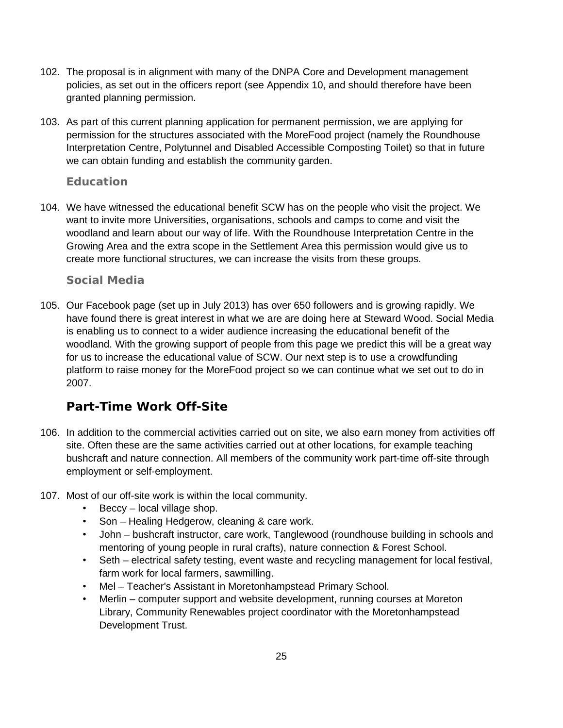102. The proposal is in alignment with many of the DNPA Core and Development management policies, as set out in the officers report (see Appendix 10, and should therefore have been granted planning permission.

103. As part of this current planning application for permanent permission, we are applying for permission for the structures associated with the MoreFood project (namely the Roundhouse Interpretation Centre, Polytunnel and Disabled Accessible Composting Toilet) so that in future we can obtain funding and establish the community garden.

### Education

104. We have witnessed the educational benefit SCW has on the people who visit the project. We want to invite more Universities, organisations, schools and camps to come and visit the woodland and learn about our way of life. With the Roundhouse Interpretation Centre in the Growing Area and the extra scope in the Settlement Area this permission would give us to create more functional structures, we can increase the visits from these groups.

### Social Media

105. Our Facebook page (set up in July 2013) has over 650 followers and is growing rapidly. We have found there is great interest in what we are are doing here at Steward Wood. Social Media is enabling us to connect to a wider audience increasing the educational benefit of the woodland. With the growing support of people from this page we predict this will be a great way for us to increase the educational value of SCW. Our next step is to use a crowdfunding platform to raise money for the MoreFood project so we can continue what we set out to do in 2007.

## Part-Time Work Off-Site

106. In addition to the commercial activities carried out on site, we also earn money from activities off site. Often these are the same activities carried out at other locations, for example teaching bushcraft and nature connection. All members of the community work part-time off-site through employment or self-employment.

107. Most of our off-site work is within the local community.
    - Beccy – local village shop.
    - Son – Healing Hedgerow, cleaning & care work.
    - John – bushcraft instructor, care work, Tanglewood (roundhouse building in schools and mentoring of young people in rural crafts), nature connection & Forest School.
    - Seth – electrical safety testing, event waste and recycling management for local festival, farm work for local farmers, sawmilling.
    - Mel – Teacher's Assistant in Moretonhampstead Primary School.
    - Merlin – computer support and website development, running courses at Moreton Library, Community Renewables project coordinator with the Moretonhampstead Development Trust.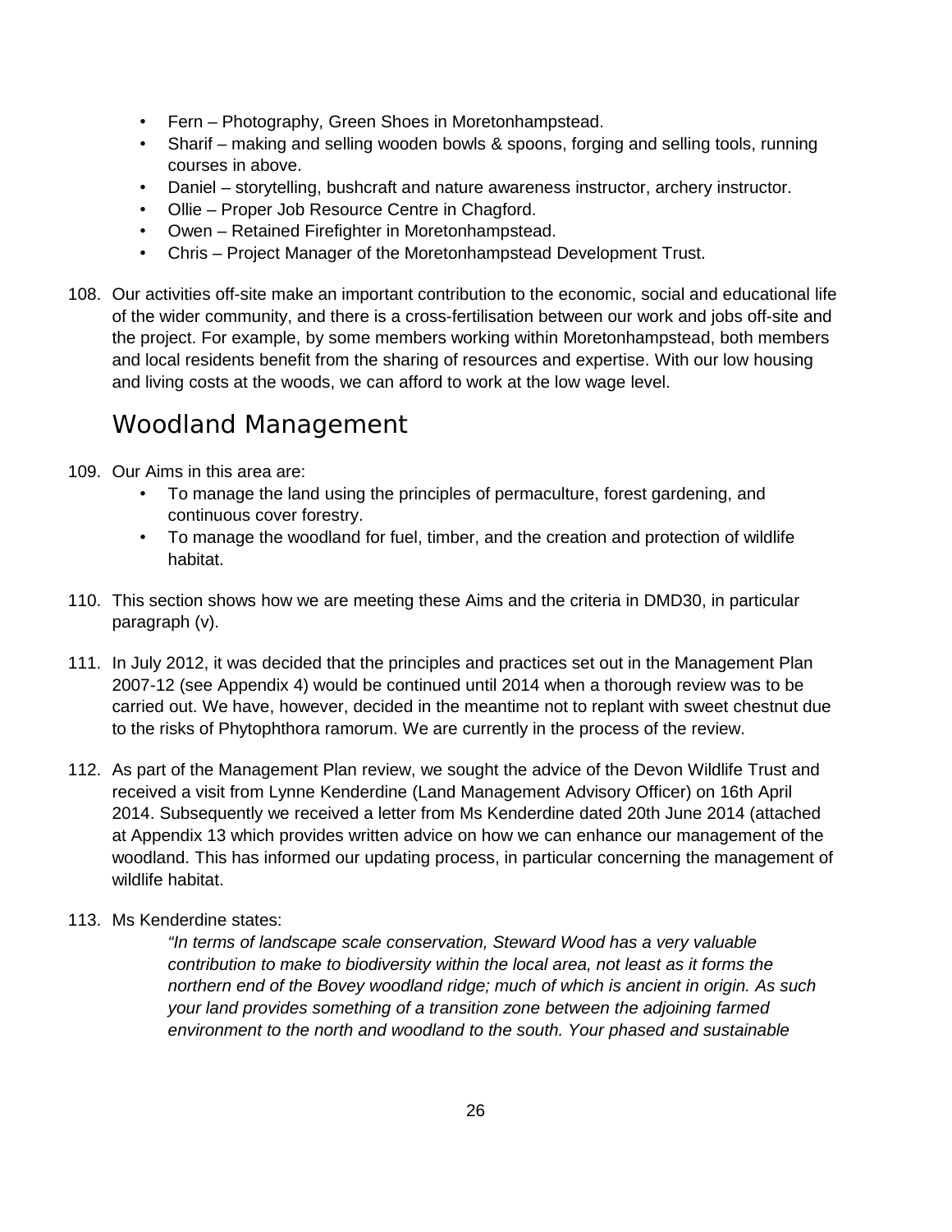- Fern – Photography, Green Shoes in Moretonhampstead.
- Sharif – making and selling wooden bowls & spoons, forging and selling tools, running courses in above.
- Daniel – storytelling, bushcraft and nature awareness instructor, archery instructor.
- Ollie – Proper Job Resource Centre in Chagford.
- Owen – Retained Firefighter in Moretonhampstead.
- Chris – Project Manager of the Moretonhampstead Development Trust.

108. Our activities off-site make an important contribution to the economic, social and educational life of the wider community, and there is a cross-fertilisation between our work and jobs off-site and the project. For example, by some members working within Moretonhampstead, both members and local residents benefit from the sharing of resources and expertise. With our low housing and living costs at the woods, we can afford to work at the low wage level.

## Woodland Management

109. Our Aims in this area are:
    - To manage the land using the principles of permaculture, forest gardening, and continuous cover forestry.
    - To manage the woodland for fuel, timber, and the creation and protection of wildlife habitat.

110. This section shows how we are meeting these Aims and the criteria in DMD30, in particular paragraph (v).

111. In July 2012, it was decided that the principles and practices set out in the Management Plan 2007-12 (see Appendix 4) would be continued until 2014 when a thorough review was to be carried out. We have, however, decided in the meantime not to replant with sweet chestnut due to the risks of Phytophthora ramorum. We are currently in the process of the review.

112. As part of the Management Plan review, we sought the advice of the Devon Wildlife Trust and received a visit from Lynne Kenderdine (Land Management Advisory Officer) on 16th April 2014. Subsequently we received a letter from Ms Kenderdine dated 20th June 2014 (attached at Appendix 13 which provides written advice on how we can enhance our management of the woodland. This has informed our updating process, in particular concerning the management of wildlife habitat.

113. Ms Kenderdine states:

    *"In terms of landscape scale conservation, Steward Wood has a very valuable contribution to make to biodiversity within the local area, not least as it forms the northern end of the Bovey woodland ridge; much of which is ancient in origin. As such your land provides something of a transition zone between the adjoining farmed environment to the north and woodland to the south. Your phased and sustainable*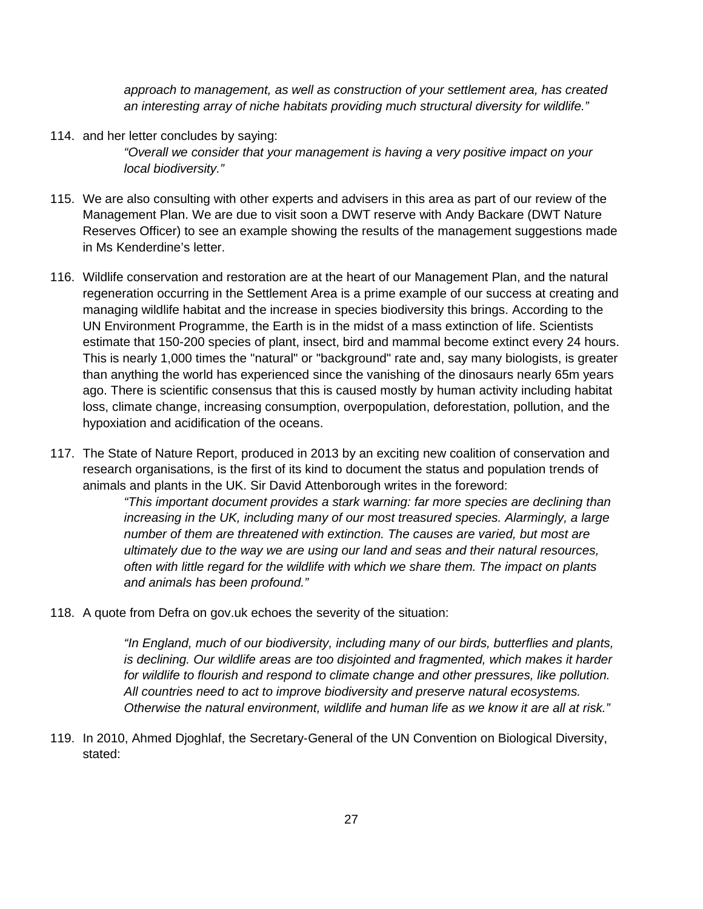*approach to management, as well as construction of your settlement area, has created an interesting array of niche habitats providing much structural diversity for wildlife."*

114. and her letter concludes by saying:

   *"Overall we consider that your management is having a very positive impact on your local biodiversity."*

115. We are also consulting with other experts and advisers in this area as part of our review of the Management Plan. We are due to visit soon a DWT reserve with Andy Backare (DWT Nature Reserves Officer) to see an example showing the results of the management suggestions made in Ms Kenderdine's letter.

116. Wildlife conservation and restoration are at the heart of our Management Plan, and the natural regeneration occurring in the Settlement Area is a prime example of our success at creating and managing wildlife habitat and the increase in species biodiversity this brings. According to the UN Environment Programme, the Earth is in the midst of a mass extinction of life. Scientists estimate that 150-200 species of plant, insect, bird and mammal become extinct every 24 hours. This is nearly 1,000 times the "natural" or "background" rate and, say many biologists, is greater than anything the world has experienced since the vanishing of the dinosaurs nearly 65m years ago. There is scientific consensus that this is caused mostly by human activity including habitat loss, climate change, increasing consumption, overpopulation, deforestation, pollution, and the hypoxiation and acidification of the oceans.

117. The State of Nature Report, produced in 2013 by an exciting new coalition of conservation and research organisations, is the first of its kind to document the status and population trends of animals and plants in the UK. Sir David Attenborough writes in the foreword:

   *"This important document provides a stark warning: far more species are declining than increasing in the UK, including many of our most treasured species. Alarmingly, a large number of them are threatened with extinction. The causes are varied, but most are ultimately due to the way we are using our land and seas and their natural resources, often with little regard for the wildlife with which we share them. The impact on plants and animals has been profound."*

118. A quote from Defra on gov.uk echoes the severity of the situation:

   *"In England, much of our biodiversity, including many of our birds, butterflies and plants, is declining. Our wildlife areas are too disjointed and fragmented, which makes it harder for wildlife to flourish and respond to climate change and other pressures, like pollution. All countries need to act to improve biodiversity and preserve natural ecosystems. Otherwise the natural environment, wildlife and human life as we know it are all at risk."*

119. In 2010, Ahmed Djoghlaf, the Secretary-General of the UN Convention on Biological Diversity, stated: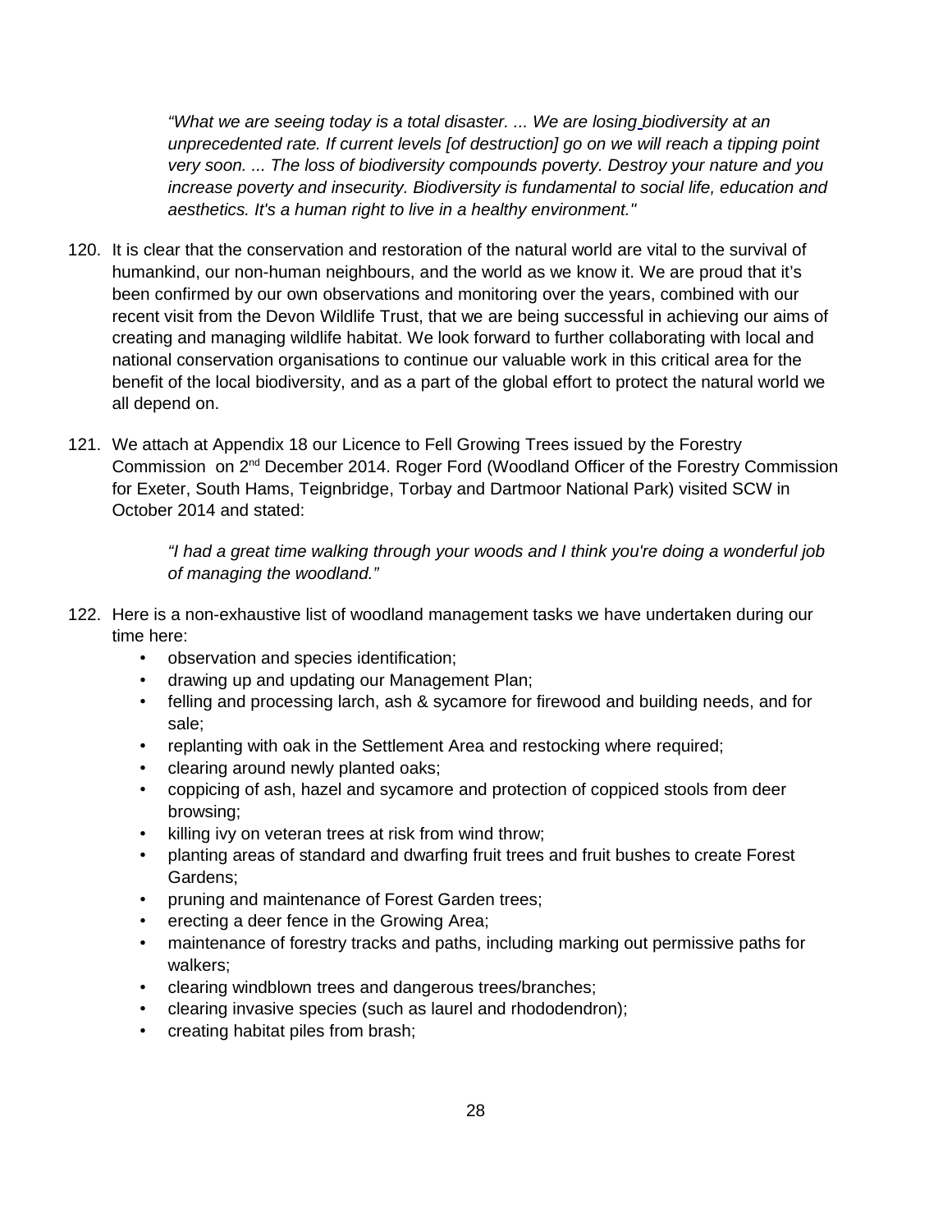> *"What we are seeing today is a total disaster. ... We are losing biodiversity at an unprecedented rate. If current levels [of destruction] go on we will reach a tipping point very soon. ... The loss of biodiversity compounds poverty. Destroy your nature and you increase poverty and insecurity. Biodiversity is fundamental to social life, education and aesthetics. It's a human right to live in a healthy environment."*

120. It is clear that the conservation and restoration of the natural world are vital to the survival of humankind, our non-human neighbours, and the world as we know it. We are proud that it's been confirmed by our own observations and monitoring over the years, combined with our recent visit from the Devon Wildlife Trust, that we are being successful in achieving our aims of creating and managing wildlife habitat. We look forward to further collaborating with local and national conservation organisations to continue our valuable work in this critical area for the benefit of the local biodiversity, and as a part of the global effort to protect the natural world we all depend on.

121. We attach at Appendix 18 our Licence to Fell Growing Trees issued by the Forestry Commission on 2nd December 2014. Roger Ford (Woodland Officer of the Forestry Commission for Exeter, South Hams, Teignbridge, Torbay and Dartmoor National Park) visited SCW in October 2014 and stated:

> *"I had a great time walking through your woods and I think you're doing a wonderful job of managing the woodland."*

122. Here is a non-exhaustive list of woodland management tasks we have undertaken during our time here:
    - observation and species identification;
    - drawing up and updating our Management Plan;
    - felling and processing larch, ash & sycamore for firewood and building needs, and for sale;
    - replanting with oak in the Settlement Area and restocking where required;
    - clearing around newly planted oaks;
    - coppicing of ash, hazel and sycamore and protection of coppiced stools from deer browsing;
    - killing ivy on veteran trees at risk from wind throw;
    - planting areas of standard and dwarfing fruit trees and fruit bushes to create Forest Gardens;
    - pruning and maintenance of Forest Garden trees;
    - erecting a deer fence in the Growing Area;
    - maintenance of forestry tracks and paths, including marking out permissive paths for walkers;
    - clearing windblown trees and dangerous trees/branches;
    - clearing invasive species (such as laurel and rhododendron);
    - creating habitat piles from brash;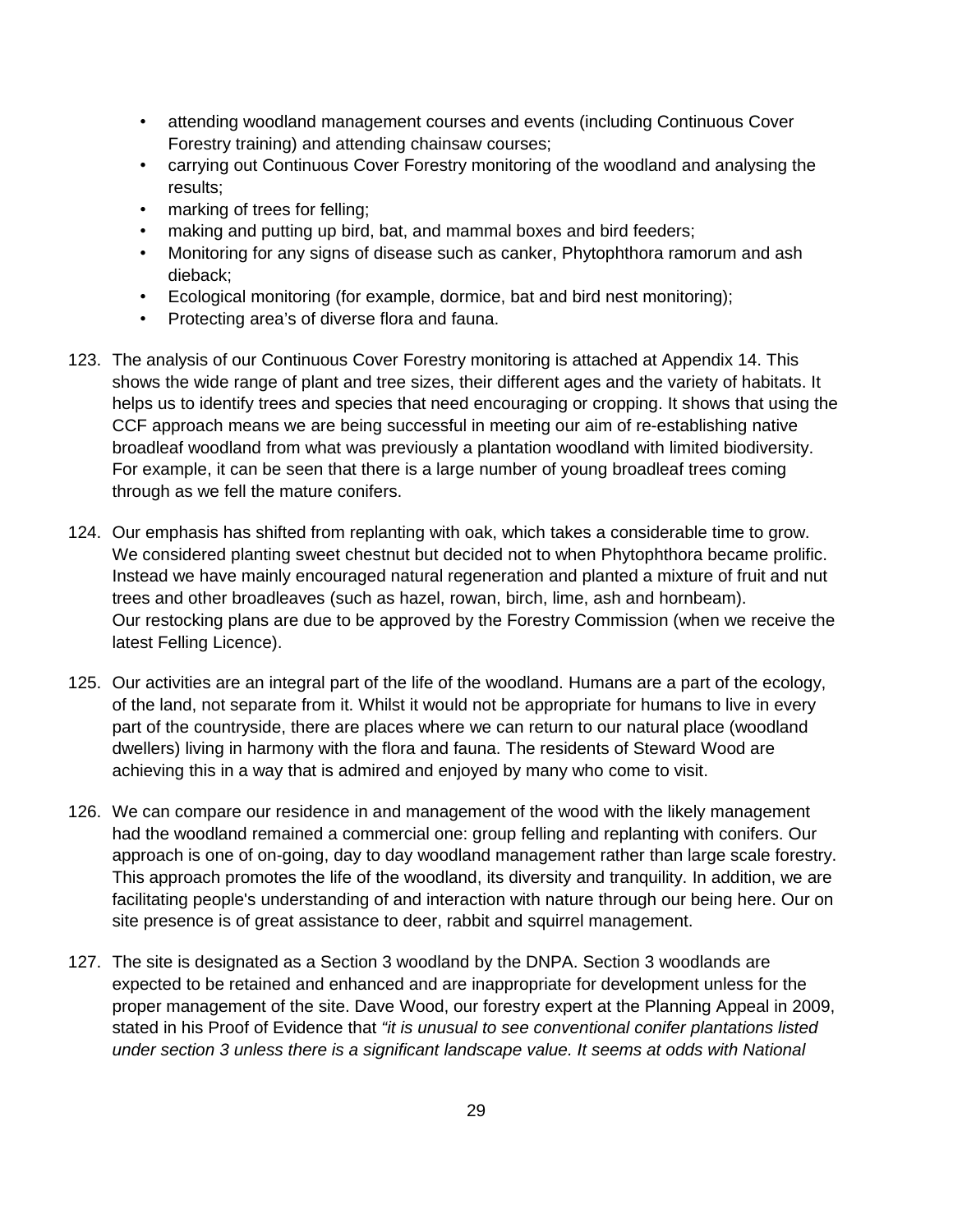- attending woodland management courses and events (including Continuous Cover Forestry training) and attending chainsaw courses;
- carrying out Continuous Cover Forestry monitoring of the woodland and analysing the results;
- marking of trees for felling;
- making and putting up bird, bat, and mammal boxes and bird feeders;
- Monitoring for any signs of disease such as canker, Phytophthora ramorum and ash dieback;
- Ecological monitoring (for example, dormice, bat and bird nest monitoring);
- Protecting area's of diverse flora and fauna.

123. The analysis of our Continuous Cover Forestry monitoring is attached at Appendix 14. This shows the wide range of plant and tree sizes, their different ages and the variety of habitats. It helps us to identify trees and species that need encouraging or cropping. It shows that using the CCF approach means we are being successful in meeting our aim of re-establishing native broadleaf woodland from what was previously a plantation woodland with limited biodiversity. For example, it can be seen that there is a large number of young broadleaf trees coming through as we fell the mature conifers.

124. Our emphasis has shifted from replanting with oak, which takes a considerable time to grow. We considered planting sweet chestnut but decided not to when Phytophthora became prolific. Instead we have mainly encouraged natural regeneration and planted a mixture of fruit and nut trees and other broadleaves (such as hazel, rowan, birch, lime, ash and hornbeam). Our restocking plans are due to be approved by the Forestry Commission (when we receive the latest Felling Licence).

125. Our activities are an integral part of the life of the woodland. Humans are a part of the ecology, of the land, not separate from it. Whilst it would not be appropriate for humans to live in every part of the countryside, there are places where we can return to our natural place (woodland dwellers) living in harmony with the flora and fauna. The residents of Steward Wood are achieving this in a way that is admired and enjoyed by many who come to visit.

126. We can compare our residence in and management of the wood with the likely management had the woodland remained a commercial one: group felling and replanting with conifers. Our approach is one of on-going, day to day woodland management rather than large scale forestry. This approach promotes the life of the woodland, its diversity and tranquility. In addition, we are facilitating people's understanding of and interaction with nature through our being here. Our on site presence is of great assistance to deer, rabbit and squirrel management.

127. The site is designated as a Section 3 woodland by the DNPA. Section 3 woodlands are expected to be retained and enhanced and are inappropriate for development unless for the proper management of the site. Dave Wood, our forestry expert at the Planning Appeal in 2009, stated in his Proof of Evidence that *"it is unusual to see conventional conifer plantations listed under section 3 unless there is a significant landscape value. It seems at odds with National*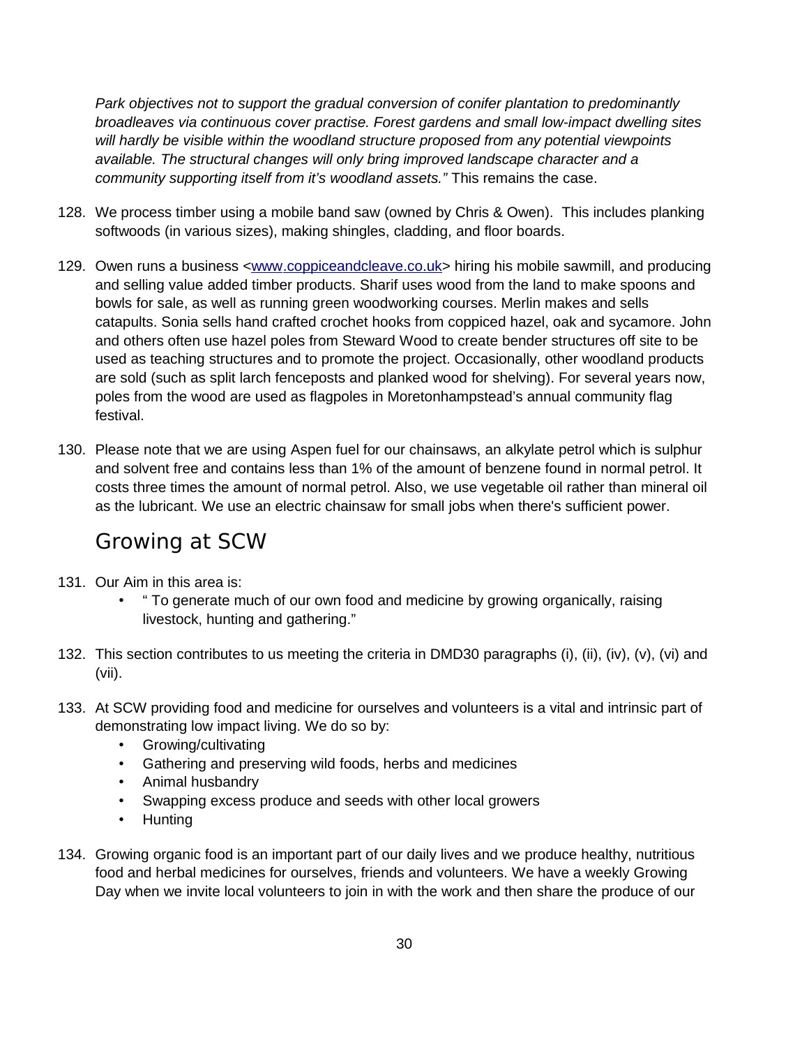*Park objectives not to support the gradual conversion of conifer plantation to predominantly broadleaves via continuous cover practise. Forest gardens and small low-impact dwelling sites will hardly be visible within the woodland structure proposed from any potential viewpoints available. The structural changes will only bring improved landscape character and a community supporting itself from it's woodland assets."* This remains the case.

128. We process timber using a mobile band saw (owned by Chris & Owen). This includes planking softwoods (in various sizes), making shingles, cladding, and floor boards.

129. Owen runs a business <[www.coppiceandcleave.co.uk](http://www.coppiceandcleave.co.uk)> hiring his mobile sawmill, and producing and selling value added timber products. Sharif uses wood from the land to make spoons and bowls for sale, as well as running green woodworking courses. Merlin makes and sells catapults. Sonia sells hand crafted crochet hooks from coppiced hazel, oak and sycamore. John and others often use hazel poles from Steward Wood to create bender structures off site to be used as teaching structures and to promote the project. Occasionally, other woodland products are sold (such as split larch fenceposts and planked wood for shelving). For several years now, poles from the wood are used as flagpoles in Moretonhampstead's annual community flag festival.

130. Please note that we are using Aspen fuel for our chainsaws, an alkylate petrol which is sulphur and solvent free and contains less than 1% of the amount of benzene found in normal petrol. It costs three times the amount of normal petrol. Also, we use vegetable oil rather than mineral oil as the lubricant. We use an electric chainsaw for small jobs when there's sufficient power.

## Growing at SCW

131. Our Aim in this area is:
    - " To generate much of our own food and medicine by growing organically, raising livestock, hunting and gathering."

132. This section contributes to us meeting the criteria in DMD30 paragraphs (i), (ii), (iv), (v), (vi) and (vii).

133. At SCW providing food and medicine for ourselves and volunteers is a vital and intrinsic part of demonstrating low impact living. We do so by:
    - Growing/cultivating
    - Gathering and preserving wild foods, herbs and medicines
    - Animal husbandry
    - Swapping excess produce and seeds with other local growers
    - Hunting

134. Growing organic food is an important part of our daily lives and we produce healthy, nutritious food and herbal medicines for ourselves, friends and volunteers. We have a weekly Growing Day when we invite local volunteers to join in with the work and then share the produce of our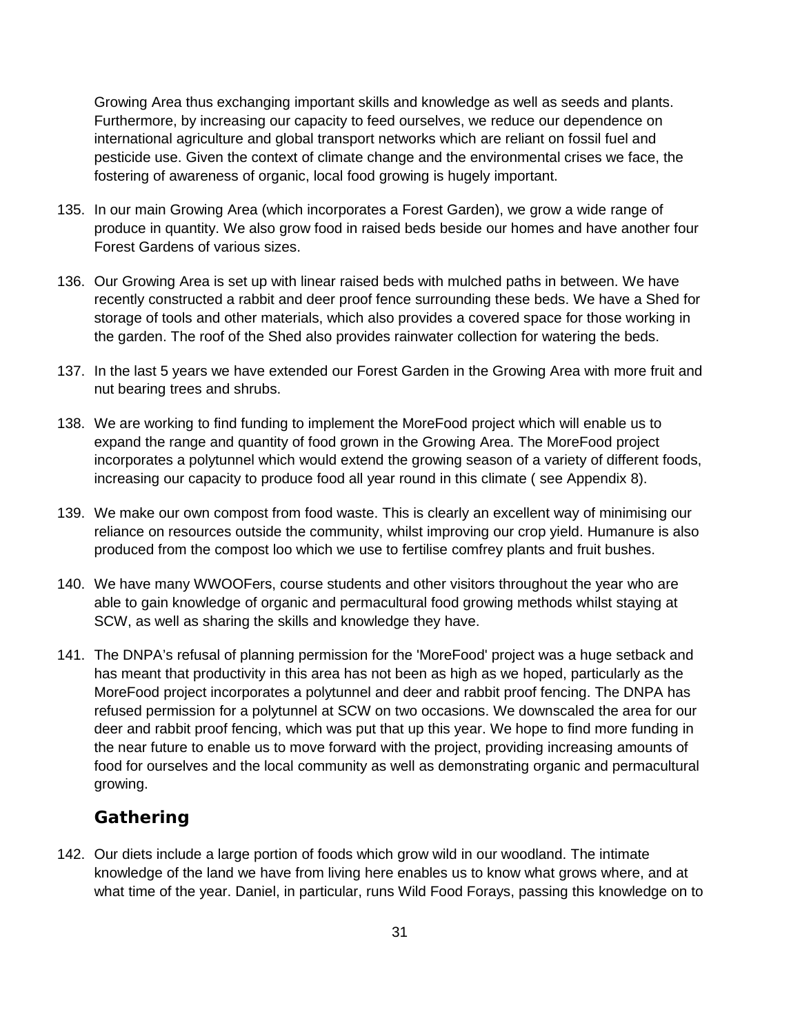Growing Area thus exchanging important skills and knowledge as well as seeds and plants. Furthermore, by increasing our capacity to feed ourselves, we reduce our dependence on international agriculture and global transport networks which are reliant on fossil fuel and pesticide use. Given the context of climate change and the environmental crises we face, the fostering of awareness of organic, local food growing is hugely important.

135. In our main Growing Area (which incorporates a Forest Garden), we grow a wide range of produce in quantity. We also grow food in raised beds beside our homes and have another four Forest Gardens of various sizes.

136. Our Growing Area is set up with linear raised beds with mulched paths in between. We have recently constructed a rabbit and deer proof fence surrounding these beds. We have a Shed for storage of tools and other materials, which also provides a covered space for those working in the garden. The roof of the Shed also provides rainwater collection for watering the beds.

137. In the last 5 years we have extended our Forest Garden in the Growing Area with more fruit and nut bearing trees and shrubs.

138. We are working to find funding to implement the MoreFood project which will enable us to expand the range and quantity of food grown in the Growing Area. The MoreFood project incorporates a polytunnel which would extend the growing season of a variety of different foods, increasing our capacity to produce food all year round in this climate ( see Appendix 8).

139. We make our own compost from food waste. This is clearly an excellent way of minimising our reliance on resources outside the community, whilst improving our crop yield. Humanure is also produced from the compost loo which we use to fertilise comfrey plants and fruit bushes.

140. We have many WWOOFers, course students and other visitors throughout the year who are able to gain knowledge of organic and permacultural food growing methods whilst staying at SCW, as well as sharing the skills and knowledge they have.

141. The DNPA's refusal of planning permission for the 'MoreFood' project was a huge setback and has meant that productivity in this area has not been as high as we hoped, particularly as the MoreFood project incorporates a polytunnel and deer and rabbit proof fencing. The DNPA has refused permission for a polytunnel at SCW on two occasions. We downscaled the area for our deer and rabbit proof fencing, which was put that up this year. We hope to find more funding in the near future to enable us to move forward with the project, providing increasing amounts of food for ourselves and the local community as well as demonstrating organic and permacultural growing.

### Gathering

142. Our diets include a large portion of foods which grow wild in our woodland. The intimate knowledge of the land we have from living here enables us to know what grows where, and at what time of the year. Daniel, in particular, runs Wild Food Forays, passing this knowledge on to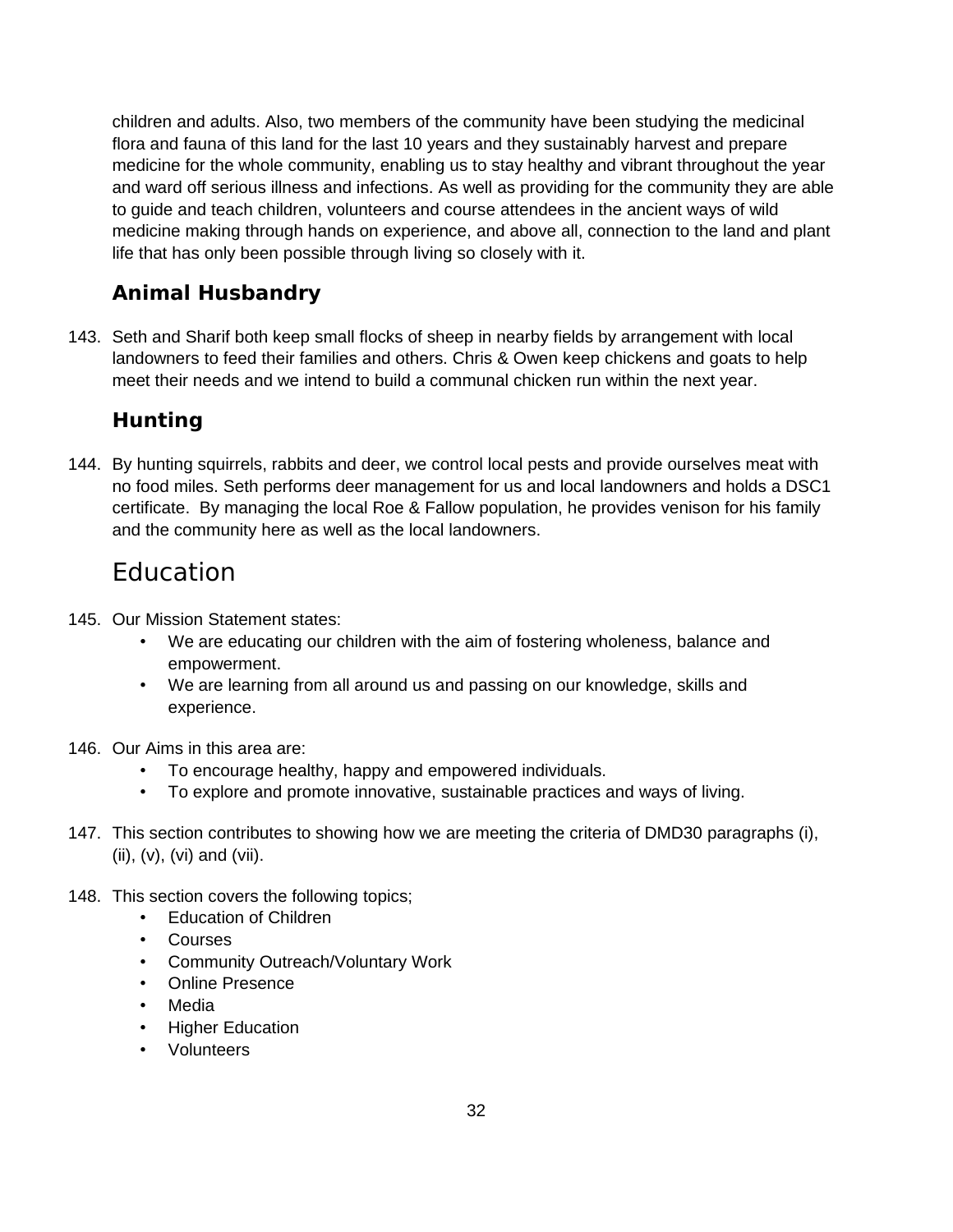children and adults. Also, two members of the community have been studying the medicinal flora and fauna of this land for the last 10 years and they sustainably harvest and prepare medicine for the whole community, enabling us to stay healthy and vibrant throughout the year and ward off serious illness and infections. As well as providing for the community they are able to guide and teach children, volunteers and course attendees in the ancient ways of wild medicine making through hands on experience, and above all, connection to the land and plant life that has only been possible through living so closely with it.

### Animal Husbandry

143. Seth and Sharif both keep small flocks of sheep in nearby fields by arrangement with local landowners to feed their families and others. Chris & Owen keep chickens and goats to help meet their needs and we intend to build a communal chicken run within the next year.

### Hunting

144. By hunting squirrels, rabbits and deer, we control local pests and provide ourselves meat with no food miles. Seth performs deer management for us and local landowners and holds a DSC1 certificate. By managing the local Roe & Fallow population, he provides venison for his family and the community here as well as the local landowners.

## Education

145. Our Mission Statement states:
    - We are educating our children with the aim of fostering wholeness, balance and empowerment.
    - We are learning from all around us and passing on our knowledge, skills and experience.

146. Our Aims in this area are:
    - To encourage healthy, happy and empowered individuals.
    - To explore and promote innovative, sustainable practices and ways of living.

147. This section contributes to showing how we are meeting the criteria of DMD30 paragraphs (i), (ii), (v), (vi) and (vii).

148. This section covers the following topics;
    - Education of Children
    - Courses
    - Community Outreach/Voluntary Work
    - Online Presence
    - Media
    - Higher Education
    - Volunteers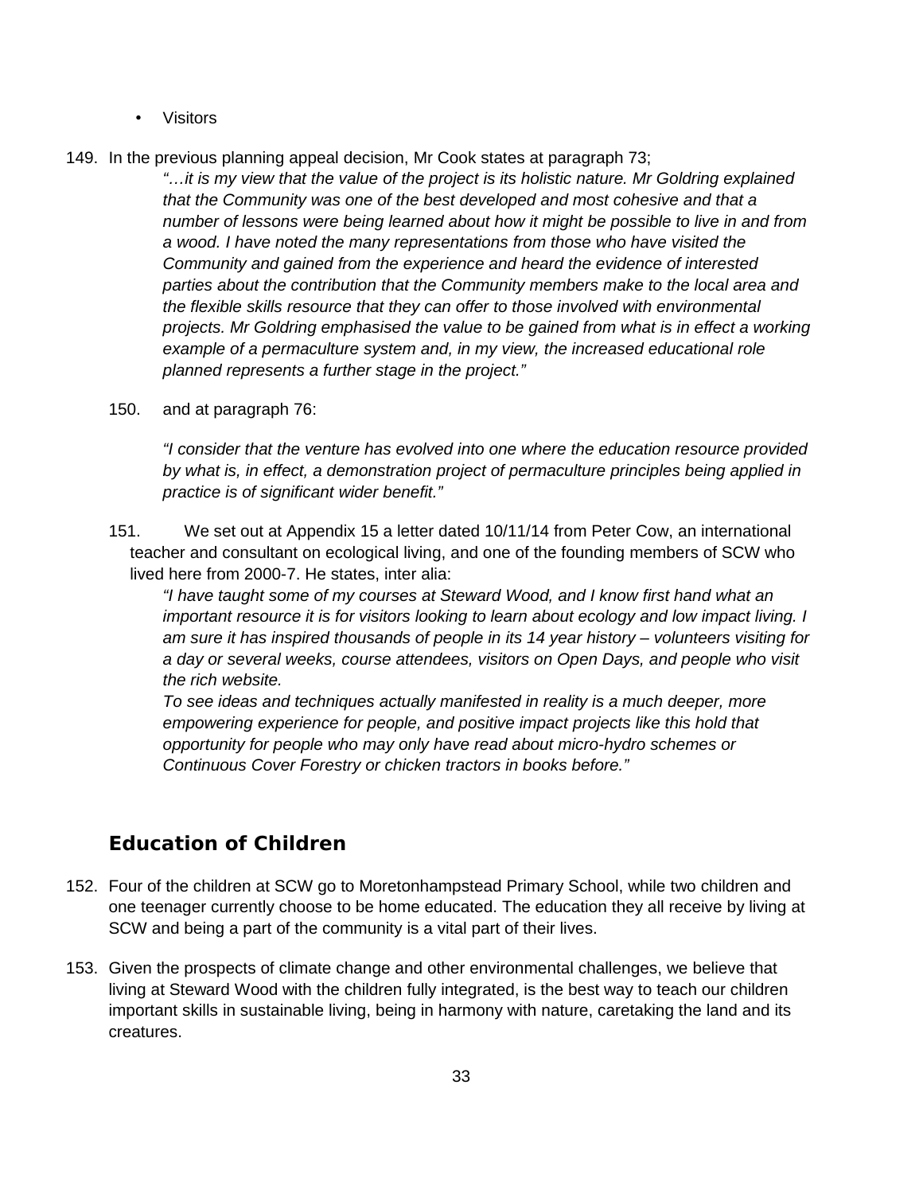- Visitors

149. In the previous planning appeal decision, Mr Cook states at paragraph 73;

> *"…it is my view that the value of the project is its holistic nature. Mr Goldring explained that the Community was one of the best developed and most cohesive and that a number of lessons were being learned about how it might be possible to live in and from a wood. I have noted the many representations from those who have visited the Community and gained from the experience and heard the evidence of interested parties about the contribution that the Community members make to the local area and the flexible skills resource that they can offer to those involved with environmental projects. Mr Goldring emphasised the value to be gained from what is in effect a working example of a permaculture system and, in my view, the increased educational role planned represents a further stage in the project."*

150. and at paragraph 76:

> *"I consider that the venture has evolved into one where the education resource provided by what is, in effect, a demonstration project of permaculture principles being applied in practice is of significant wider benefit."*

151. We set out at Appendix 15 a letter dated 10/11/14 from Peter Cow, an international teacher and consultant on ecological living, and one of the founding members of SCW who lived here from 2000-7. He states, inter alia:

> *"I have taught some of my courses at Steward Wood, and I know first hand what an important resource it is for visitors looking to learn about ecology and low impact living. I am sure it has inspired thousands of people in its 14 year history – volunteers visiting for a day or several weeks, course attendees, visitors on Open Days, and people who visit the rich website.*
>
> *To see ideas and techniques actually manifested in reality is a much deeper, more empowering experience for people, and positive impact projects like this hold that opportunity for people who may only have read about micro-hydro schemes or Continuous Cover Forestry or chicken tractors in books before."*

## Education of Children

152. Four of the children at SCW go to Moretonhampstead Primary School, while two children and one teenager currently choose to be home educated. The education they all receive by living at SCW and being a part of the community is a vital part of their lives.

153. Given the prospects of climate change and other environmental challenges, we believe that living at Steward Wood with the children fully integrated, is the best way to teach our children important skills in sustainable living, being in harmony with nature, caretaking the land and its creatures.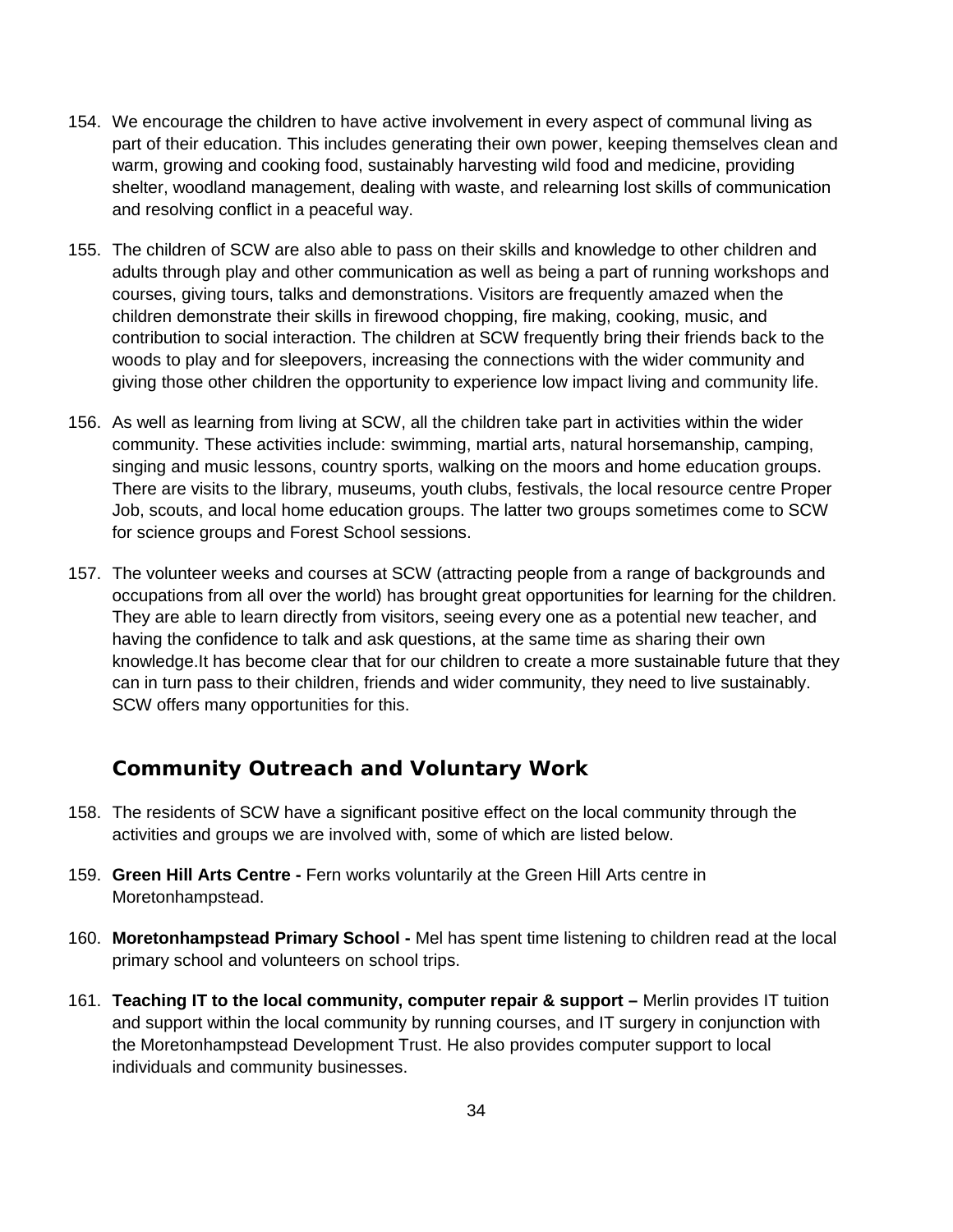154. We encourage the children to have active involvement in every aspect of communal living as part of their education. This includes generating their own power, keeping themselves clean and warm, growing and cooking food, sustainably harvesting wild food and medicine, providing shelter, woodland management, dealing with waste, and relearning lost skills of communication and resolving conflict in a peaceful way.

155. The children of SCW are also able to pass on their skills and knowledge to other children and adults through play and other communication as well as being a part of running workshops and courses, giving tours, talks and demonstrations. Visitors are frequently amazed when the children demonstrate their skills in firewood chopping, fire making, cooking, music, and contribution to social interaction. The children at SCW frequently bring their friends back to the woods to play and for sleepovers, increasing the connections with the wider community and giving those other children the opportunity to experience low impact living and community life.

156. As well as learning from living at SCW, all the children take part in activities within the wider community. These activities include: swimming, martial arts, natural horsemanship, camping, singing and music lessons, country sports, walking on the moors and home education groups. There are visits to the library, museums, youth clubs, festivals, the local resource centre Proper Job, scouts, and local home education groups. The latter two groups sometimes come to SCW for science groups and Forest School sessions.

157. The volunteer weeks and courses at SCW (attracting people from a range of backgrounds and occupations from all over the world) has brought great opportunities for learning for the children. They are able to learn directly from visitors, seeing every one as a potential new teacher, and having the confidence to talk and ask questions, at the same time as sharing their own knowledge.It has become clear that for our children to create a more sustainable future that they can in turn pass to their children, friends and wider community, they need to live sustainably. SCW offers many opportunities for this.

## Community Outreach and Voluntary Work

158. The residents of SCW have a significant positive effect on the local community through the activities and groups we are involved with, some of which are listed below.

159. **Green Hill Arts Centre -** Fern works voluntarily at the Green Hill Arts centre in Moretonhampstead.

160. **Moretonhampstead Primary School -** Mel has spent time listening to children read at the local primary school and volunteers on school trips.

161. **Teaching IT to the local community, computer repair & support –** Merlin provides IT tuition and support within the local community by running courses, and IT surgery in conjunction with the Moretonhampstead Development Trust. He also provides computer support to local individuals and community businesses.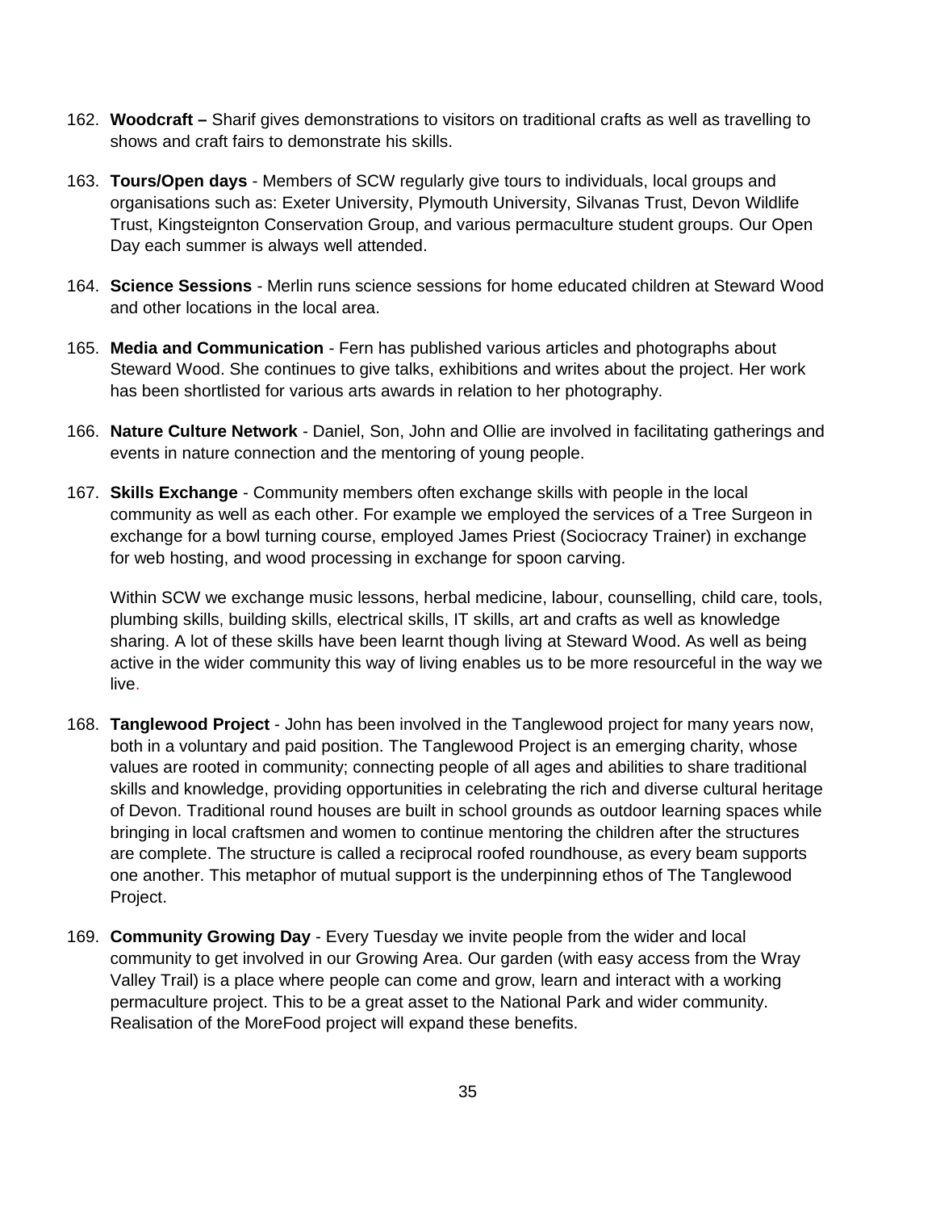162. **Woodcraft –** Sharif gives demonstrations to visitors on traditional crafts as well as travelling to shows and craft fairs to demonstrate his skills.

163. **Tours/Open days** - Members of SCW regularly give tours to individuals, local groups and organisations such as: Exeter University, Plymouth University, Silvanas Trust, Devon Wildlife Trust, Kingsteignton Conservation Group, and various permaculture student groups. Our Open Day each summer is always well attended.

164. **Science Sessions** - Merlin runs science sessions for home educated children at Steward Wood and other locations in the local area.

165. **Media and Communication** - Fern has published various articles and photographs about Steward Wood. She continues to give talks, exhibitions and writes about the project. Her work has been shortlisted for various arts awards in relation to her photography.

166. **Nature Culture Network** - Daniel, Son, John and Ollie are involved in facilitating gatherings and events in nature connection and the mentoring of young people.

167. **Skills Exchange** - Community members often exchange skills with people in the local community as well as each other. For example we employed the services of a Tree Surgeon in exchange for a bowl turning course, employed James Priest (Sociocracy Trainer) in exchange for web hosting, and wood processing in exchange for spoon carving.

     Within SCW we exchange music lessons, herbal medicine, labour, counselling, child care, tools, plumbing skills, building skills, electrical skills, IT skills, art and crafts as well as knowledge sharing. A lot of these skills have been learnt though living at Steward Wood. As well as being active in the wider community this way of living enables us to be more resourceful in the way we live.

168. **Tanglewood Project** - John has been involved in the Tanglewood project for many years now, both in a voluntary and paid position. The Tanglewood Project is an emerging charity, whose values are rooted in community; connecting people of all ages and abilities to share traditional skills and knowledge, providing opportunities in celebrating the rich and diverse cultural heritage of Devon. Traditional round houses are built in school grounds as outdoor learning spaces while bringing in local craftsmen and women to continue mentoring the children after the structures are complete. The structure is called a reciprocal roofed roundhouse, as every beam supports one another. This metaphor of mutual support is the underpinning ethos of The Tanglewood Project.

169. **Community Growing Day** - Every Tuesday we invite people from the wider and local community to get involved in our Growing Area. Our garden (with easy access from the Wray Valley Trail) is a place where people can come and grow, learn and interact with a working permaculture project. This to be a great asset to the National Park and wider community. Realisation of the MoreFood project will expand these benefits.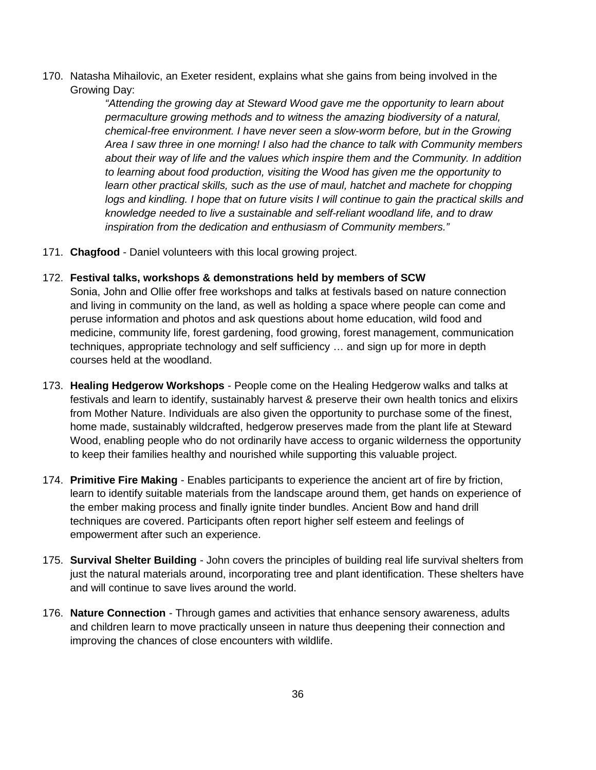170. Natasha Mihailovic, an Exeter resident, explains what she gains from being involved in the Growing Day:

> *"Attending the growing day at Steward Wood gave me the opportunity to learn about permaculture growing methods and to witness the amazing biodiversity of a natural, chemical-free environment. I have never seen a slow-worm before, but in the Growing Area I saw three in one morning! I also had the chance to talk with Community members about their way of life and the values which inspire them and the Community. In addition to learning about food production, visiting the Wood has given me the opportunity to learn other practical skills, such as the use of maul, hatchet and machete for chopping logs and kindling. I hope that on future visits I will continue to gain the practical skills and knowledge needed to live a sustainable and self-reliant woodland life, and to draw inspiration from the dedication and enthusiasm of Community members."*

171. **Chagfood** - Daniel volunteers with this local growing project.

172. **Festival talks, workshops & demonstrations held by members of SCW**
Sonia, John and Ollie offer free workshops and talks at festivals based on nature connection and living in community on the land, as well as holding a space where people can come and peruse information and photos and ask questions about home education, wild food and medicine, community life, forest gardening, food growing, forest management, communication techniques, appropriate technology and self sufficiency … and sign up for more in depth courses held at the woodland.

173. **Healing Hedgerow Workshops** - People come on the Healing Hedgerow walks and talks at festivals and learn to identify, sustainably harvest & preserve their own health tonics and elixirs from Mother Nature. Individuals are also given the opportunity to purchase some of the finest, home made, sustainably wildcrafted, hedgerow preserves made from the plant life at Steward Wood, enabling people who do not ordinarily have access to organic wilderness the opportunity to keep their families healthy and nourished while supporting this valuable project.

174. **Primitive Fire Making** - Enables participants to experience the ancient art of fire by friction, learn to identify suitable materials from the landscape around them, get hands on experience of the ember making process and finally ignite tinder bundles. Ancient Bow and hand drill techniques are covered. Participants often report higher self esteem and feelings of empowerment after such an experience.

175. **Survival Shelter Building** - John covers the principles of building real life survival shelters from just the natural materials around, incorporating tree and plant identification. These shelters have and will continue to save lives around the world.

176. **Nature Connection** - Through games and activities that enhance sensory awareness, adults and children learn to move practically unseen in nature thus deepening their connection and improving the chances of close encounters with wildlife.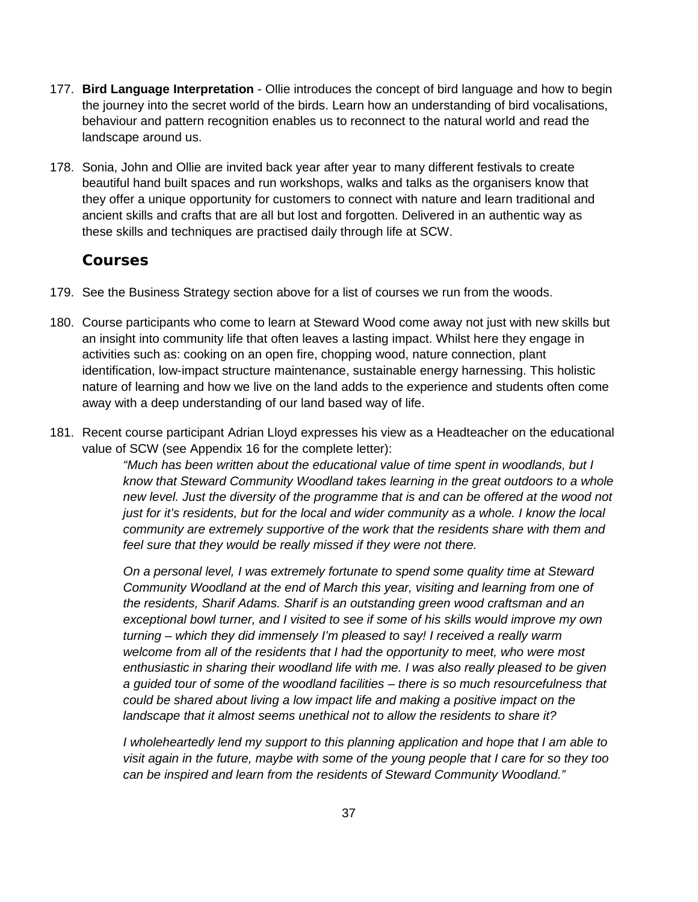177. **Bird Language Interpretation** - Ollie introduces the concept of bird language and how to begin the journey into the secret world of the birds. Learn how an understanding of bird vocalisations, behaviour and pattern recognition enables us to reconnect to the natural world and read the landscape around us.

178. Sonia, John and Ollie are invited back year after year to many different festivals to create beautiful hand built spaces and run workshops, walks and talks as the organisers know that they offer a unique opportunity for customers to connect with nature and learn traditional and ancient skills and crafts that are all but lost and forgotten. Delivered in an authentic way as these skills and techniques are practised daily through life at SCW.

## Courses

179. See the Business Strategy section above for a list of courses we run from the woods.

180. Course participants who come to learn at Steward Wood come away not just with new skills but an insight into community life that often leaves a lasting impact. Whilst here they engage in activities such as: cooking on an open fire, chopping wood, nature connection, plant identification, low-impact structure maintenance, sustainable energy harnessing. This holistic nature of learning and how we live on the land adds to the experience and students often come away with a deep understanding of our land based way of life.

181. Recent course participant Adrian Lloyd expresses his view as a Headteacher on the educational value of SCW (see Appendix 16 for the complete letter):

> *"Much has been written about the educational value of time spent in woodlands, but I know that Steward Community Woodland takes learning in the great outdoors to a whole new level. Just the diversity of the programme that is and can be offered at the wood not just for it's residents, but for the local and wider community as a whole. I know the local community are extremely supportive of the work that the residents share with them and feel sure that they would be really missed if they were not there.*
>
> *On a personal level, I was extremely fortunate to spend some quality time at Steward Community Woodland at the end of March this year, visiting and learning from one of the residents, Sharif Adams. Sharif is an outstanding green wood craftsman and an exceptional bowl turner, and I visited to see if some of his skills would improve my own turning – which they did immensely I'm pleased to say! I received a really warm welcome from all of the residents that I had the opportunity to meet, who were most enthusiastic in sharing their woodland life with me. I was also really pleased to be given a guided tour of some of the woodland facilities – there is so much resourcefulness that could be shared about living a low impact life and making a positive impact on the landscape that it almost seems unethical not to allow the residents to share it?*
>
> *I wholeheartedly lend my support to this planning application and hope that I am able to visit again in the future, maybe with some of the young people that I care for so they too can be inspired and learn from the residents of Steward Community Woodland."*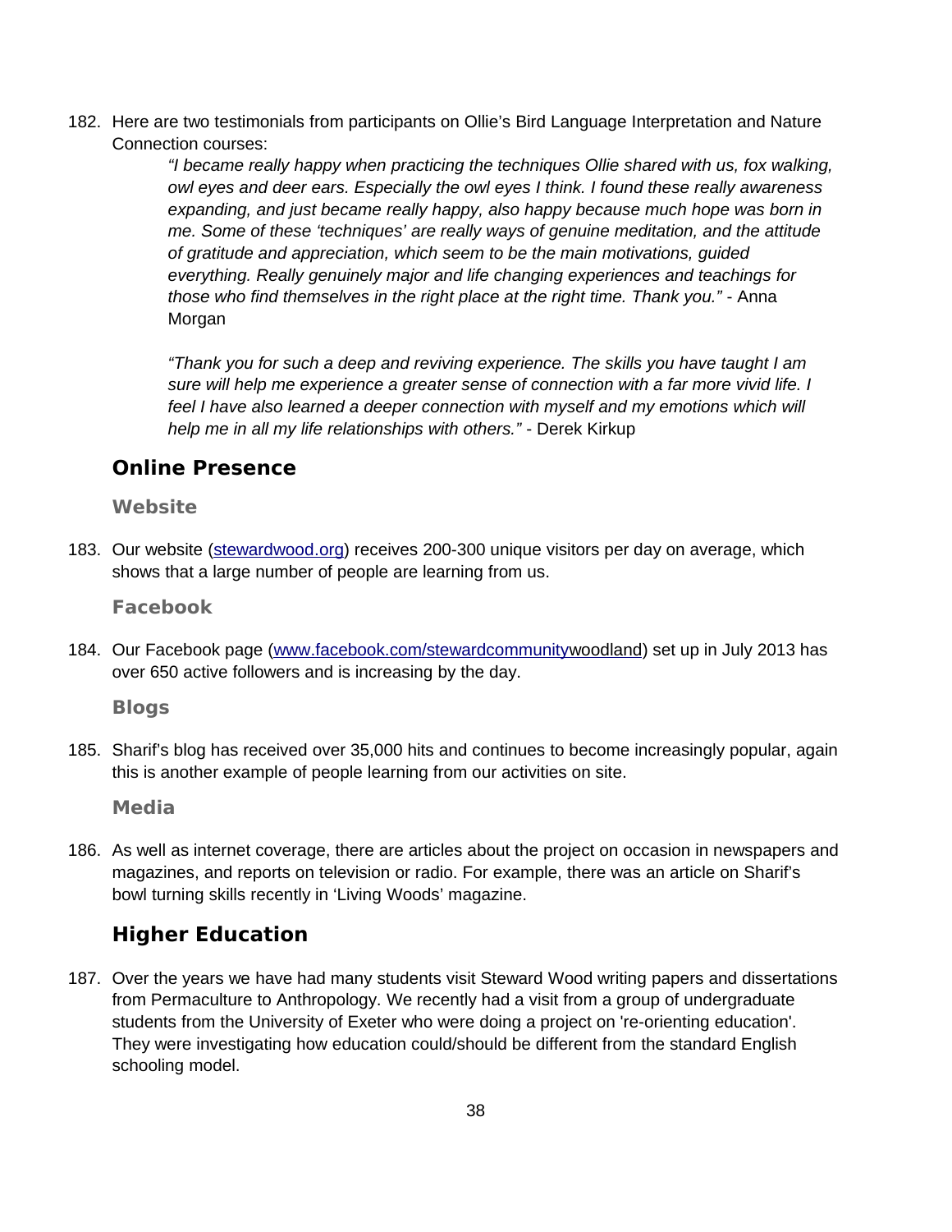182. Here are two testimonials from participants on Ollie's Bird Language Interpretation and Nature Connection courses:

> *"I became really happy when practicing the techniques Ollie shared with us, fox walking, owl eyes and deer ears. Especially the owl eyes I think. I found these really awareness expanding, and just became really happy, also happy because much hope was born in me. Some of these 'techniques' are really ways of genuine meditation, and the attitude of gratitude and appreciation, which seem to be the main motivations, guided everything. Really genuinely major and life changing experiences and teachings for those who find themselves in the right place at the right time. Thank you."* - Anna Morgan
>
> *"Thank you for such a deep and reviving experience. The skills you have taught I am sure will help me experience a greater sense of connection with a far more vivid life. I feel I have also learned a deeper connection with myself and my emotions which will help me in all my life relationships with others."* - Derek Kirkup

## Online Presence

### Website

183. Our website (stewardwood.org) receives 200-300 unique visitors per day on average, which shows that a large number of people are learning from us.

### Facebook

184. Our Facebook page (www.facebook.com/stewardcommunitywoodland) set up in July 2013 has over 650 active followers and is increasing by the day.

### Blogs

185. Sharif's blog has received over 35,000 hits and continues to become increasingly popular, again this is another example of people learning from our activities on site.

### Media

186. As well as internet coverage, there are articles about the project on occasion in newspapers and magazines, and reports on television or radio. For example, there was an article on Sharif's bowl turning skills recently in 'Living Woods' magazine.

## Higher Education

187. Over the years we have had many students visit Steward Wood writing papers and dissertations from Permaculture to Anthropology. We recently had a visit from a group of undergraduate students from the University of Exeter who were doing a project on 're-orienting education'. They were investigating how education could/should be different from the standard English schooling model.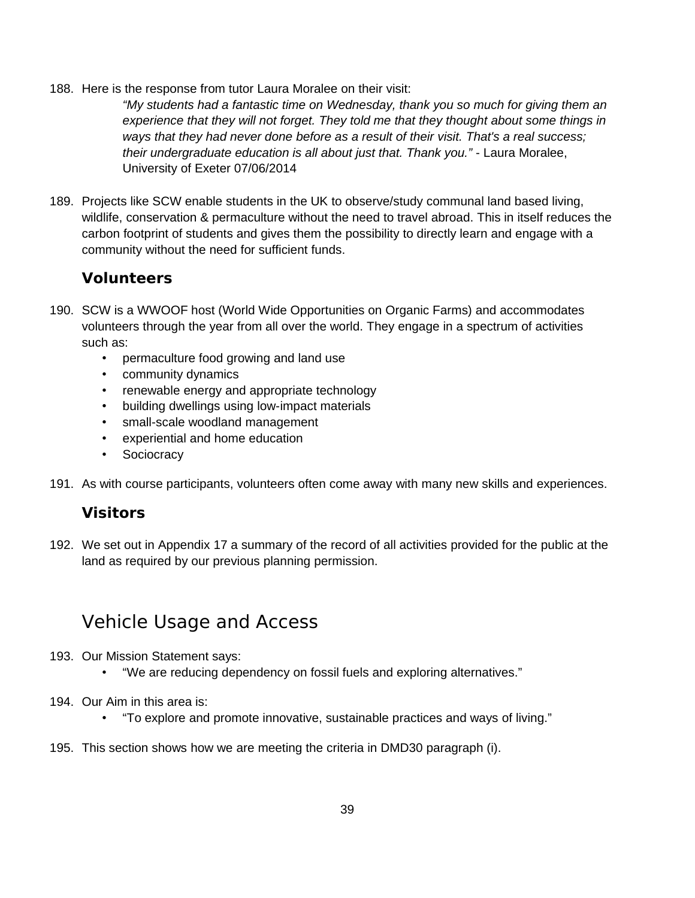188. Here is the response from tutor Laura Moralee on their visit:

    > *"My students had a fantastic time on Wednesday, thank you so much for giving them an experience that they will not forget. They told me that they thought about some things in ways that they had never done before as a result of their visit. That's a real success; their undergraduate education is all about just that. Thank you."* - Laura Moralee, University of Exeter 07/06/2014

189. Projects like SCW enable students in the UK to observe/study communal land based living, wildlife, conservation & permaculture without the need to travel abroad. This in itself reduces the carbon footprint of students and gives them the possibility to directly learn and engage with a community without the need for sufficient funds.

### Volunteers

190. SCW is a WWOOF host (World Wide Opportunities on Organic Farms) and accommodates volunteers through the year from all over the world. They engage in a spectrum of activities such as:
    - permaculture food growing and land use
    - community dynamics
    - renewable energy and appropriate technology
    - building dwellings using low-impact materials
    - small-scale woodland management
    - experiential and home education
    - Sociocracy

191. As with course participants, volunteers often come away with many new skills and experiences.

### Visitors

192. We set out in Appendix 17 a summary of the record of all activities provided for the public at the land as required by our previous planning permission.

## Vehicle Usage and Access

193. Our Mission Statement says:
    - "We are reducing dependency on fossil fuels and exploring alternatives."

194. Our Aim in this area is:
    - "To explore and promote innovative, sustainable practices and ways of living."

195. This section shows how we are meeting the criteria in DMD30 paragraph (i).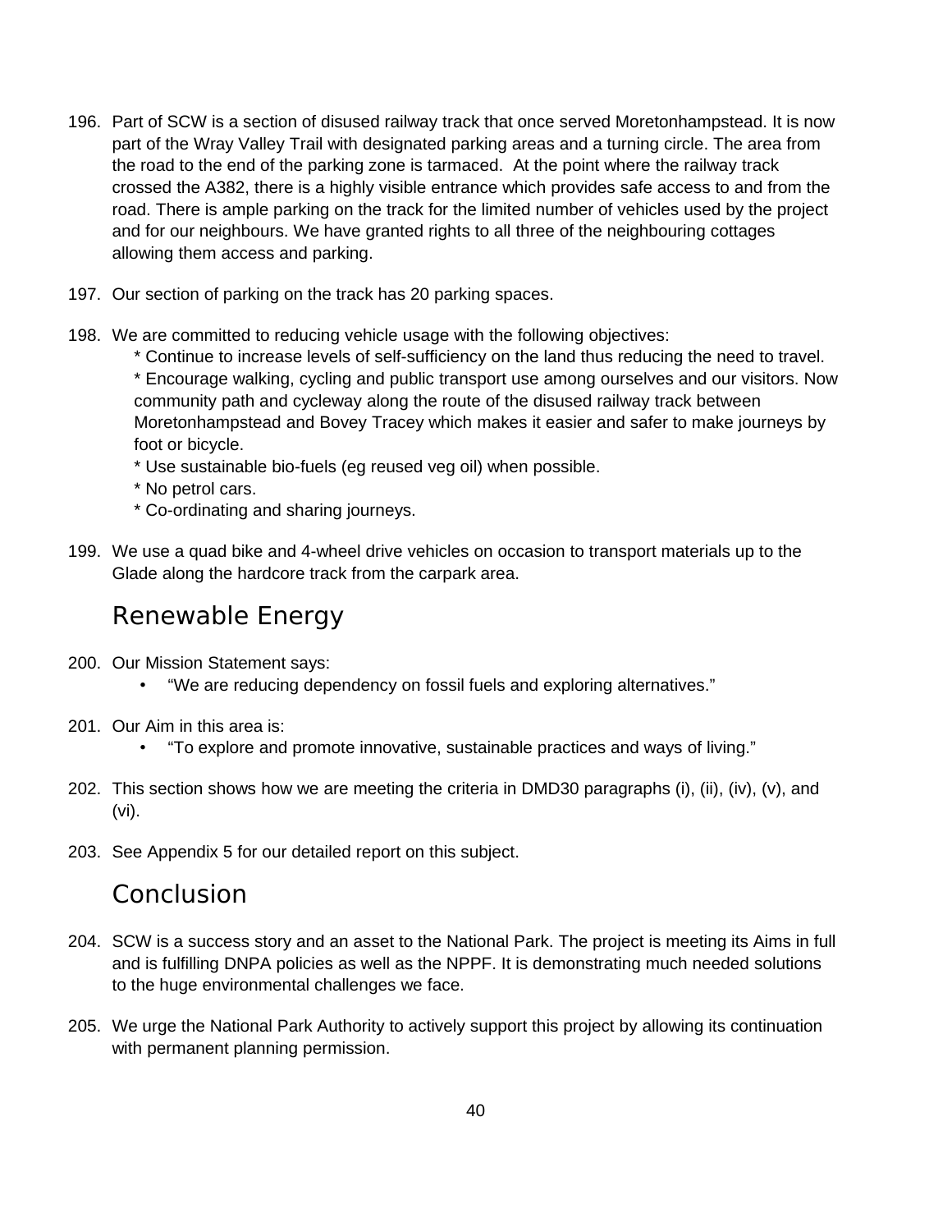196. Part of SCW is a section of disused railway track that once served Moretonhampstead. It is now part of the Wray Valley Trail with designated parking areas and a turning circle. The area from the road to the end of the parking zone is tarmaced. At the point where the railway track crossed the A382, there is a highly visible entrance which provides safe access to and from the road. There is ample parking on the track for the limited number of vehicles used by the project and for our neighbours. We have granted rights to all three of the neighbouring cottages allowing them access and parking.

197. Our section of parking on the track has 20 parking spaces.

198. We are committed to reducing vehicle usage with the following objectives:
    * Continue to increase levels of self-sufficiency on the land thus reducing the need to travel.
    * Encourage walking, cycling and public transport use among ourselves and our visitors. Now community path and cycleway along the route of the disused railway track between Moretonhampstead and Bovey Tracey which makes it easier and safer to make journeys by foot or bicycle.
    * Use sustainable bio-fuels (eg reused veg oil) when possible.
    * No petrol cars.
    * Co-ordinating and sharing journeys.

199. We use a quad bike and 4-wheel drive vehicles on occasion to transport materials up to the Glade along the hardcore track from the carpark area.

## Renewable Energy

200. Our Mission Statement says:
    - "We are reducing dependency on fossil fuels and exploring alternatives."

201. Our Aim in this area is:
    - "To explore and promote innovative, sustainable practices and ways of living."

202. This section shows how we are meeting the criteria in DMD30 paragraphs (i), (ii), (iv), (v), and (vi).

203. See Appendix 5 for our detailed report on this subject.

## Conclusion

204. SCW is a success story and an asset to the National Park. The project is meeting its Aims in full and is fulfilling DNPA policies as well as the NPPF. It is demonstrating much needed solutions to the huge environmental challenges we face.

205. We urge the National Park Authority to actively support this project by allowing its continuation with permanent planning permission.